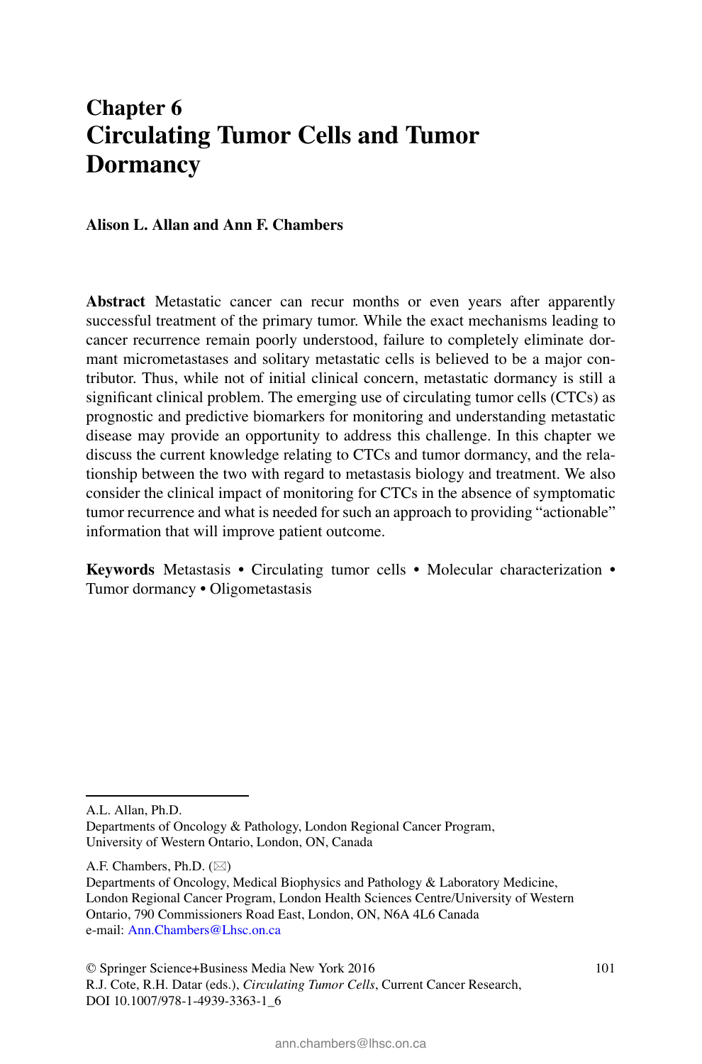# Chapter 6
# Circulating Tumor Cells and Tumor Dormancy

**Alison L. Allan and Ann F. Chambers**

**Abstract** Metastatic cancer can recur months or even years after apparently successful treatment of the primary tumor. While the exact mechanisms leading to cancer recurrence remain poorly understood, failure to completely eliminate dormant micrometastases and solitary metastatic cells is believed to be a major contributor. Thus, while not of initial clinical concern, metastatic dormancy is still a significant clinical problem. The emerging use of circulating tumor cells (CTCs) as prognostic and predictive biomarkers for monitoring and understanding metastatic disease may provide an opportunity to address this challenge. In this chapter we discuss the current knowledge relating to CTCs and tumor dormancy, and the relationship between the two with regard to metastasis biology and treatment. We also consider the clinical impact of monitoring for CTCs in the absence of symptomatic tumor recurrence and what is needed for such an approach to providing "actionable" information that will improve patient outcome.

**Keywords** Metastasis • Circulating tumor cells • Molecular characterization • Tumor dormancy • Oligometastasis

---

A.L. Allan, Ph.D.
Departments of Oncology & Pathology, London Regional Cancer Program,
University of Western Ontario, London, ON, Canada

A.F. Chambers, Ph.D. (✉)
Departments of Oncology, Medical Biophysics and Pathology & Laboratory Medicine,
London Regional Cancer Program, London Health Sciences Centre/University of Western
Ontario, 790 Commissioners Road East, London, ON, N6A 4L6 Canada
e-mail: Ann.Chambers@Lhsc.on.ca

© Springer Science+Business Media New York 2016
R.J. Cote, R.H. Datar (eds.), *Circulating Tumor Cells*, Current Cancer Research,
DOI 10.1007/978-1-4939-3363-1_6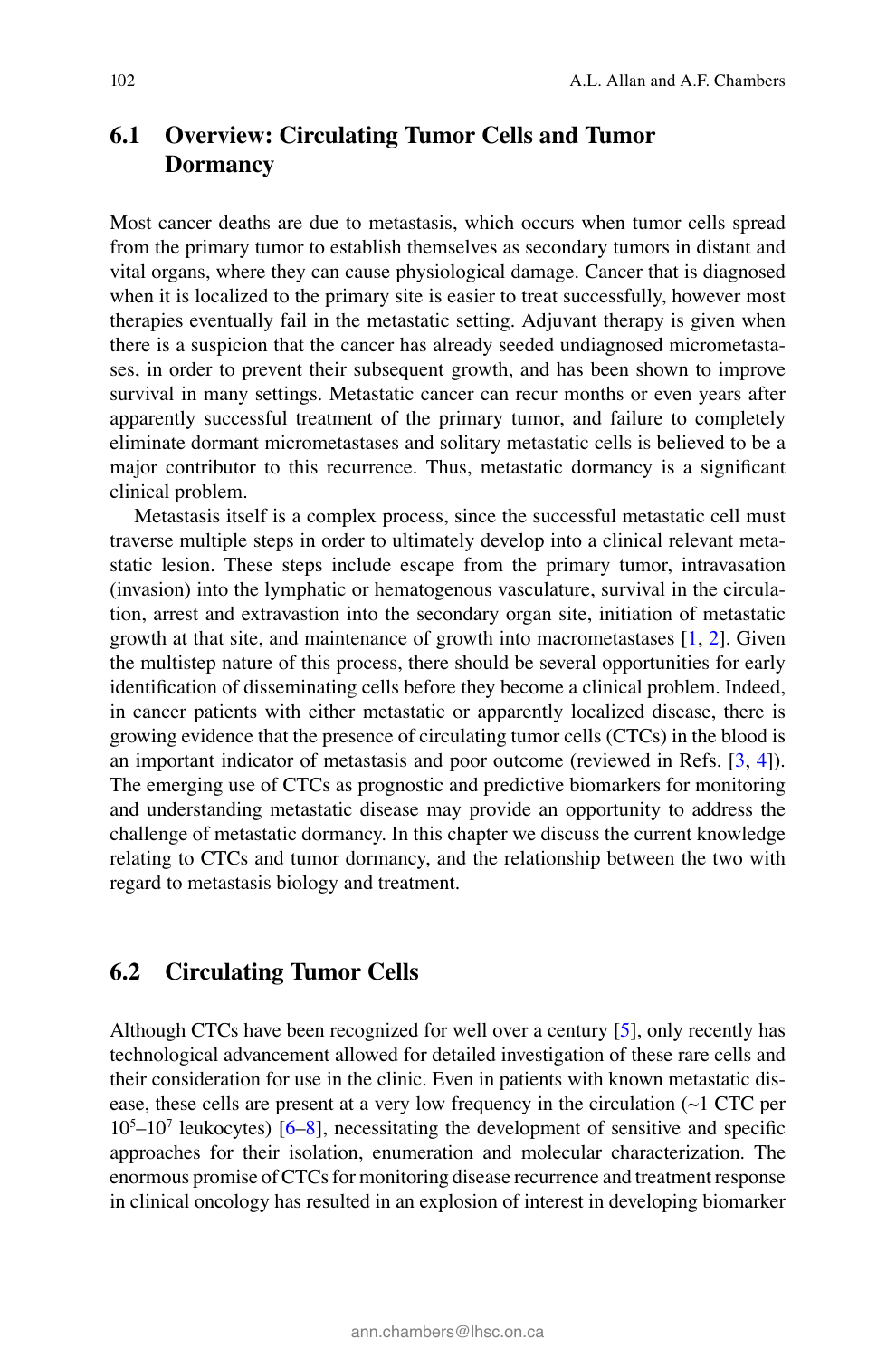## 6.1 Overview: Circulating Tumor Cells and Tumor Dormancy

Most cancer deaths are due to metastasis, which occurs when tumor cells spread from the primary tumor to establish themselves as secondary tumors in distant and vital organs, where they can cause physiological damage. Cancer that is diagnosed when it is localized to the primary site is easier to treat successfully, however most therapies eventually fail in the metastatic setting. Adjuvant therapy is given when there is a suspicion that the cancer has already seeded undiagnosed micrometastases, in order to prevent their subsequent growth, and has been shown to improve survival in many settings. Metastatic cancer can recur months or even years after apparently successful treatment of the primary tumor, and failure to completely eliminate dormant micrometastases and solitary metastatic cells is believed to be a major contributor to this recurrence. Thus, metastatic dormancy is a significant clinical problem.

Metastasis itself is a complex process, since the successful metastatic cell must traverse multiple steps in order to ultimately develop into a clinical relevant metastatic lesion. These steps include escape from the primary tumor, intravasation (invasion) into the lymphatic or hematogenous vasculature, survival in the circulation, arrest and extravasation into the secondary organ site, initiation of metastatic growth at that site, and maintenance of growth into macrometastases [1, 2]. Given the multistep nature of this process, there should be several opportunities for early identification of disseminating cells before they become a clinical problem. Indeed, in cancer patients with either metastatic or apparently localized disease, there is growing evidence that the presence of circulating tumor cells (CTCs) in the blood is an important indicator of metastasis and poor outcome (reviewed in Refs. [3, 4]). The emerging use of CTCs as prognostic and predictive biomarkers for monitoring and understanding metastatic disease may provide an opportunity to address the challenge of metastatic dormancy. In this chapter we discuss the current knowledge relating to CTCs and tumor dormancy, and the relationship between the two with regard to metastasis biology and treatment.

## 6.2 Circulating Tumor Cells

Although CTCs have been recognized for well over a century [5], only recently has technological advancement allowed for detailed investigation of these rare cells and their consideration for use in the clinic. Even in patients with known metastatic disease, these cells are present at a very low frequency in the circulation (~1 CTC per $10^5$–$10^7$ leukocytes) [6–8], necessitating the development of sensitive and specific approaches for their isolation, enumeration and molecular characterization. The enormous promise of CTCs for monitoring disease recurrence and treatment response in clinical oncology has resulted in an explosion of interest in developing biomarker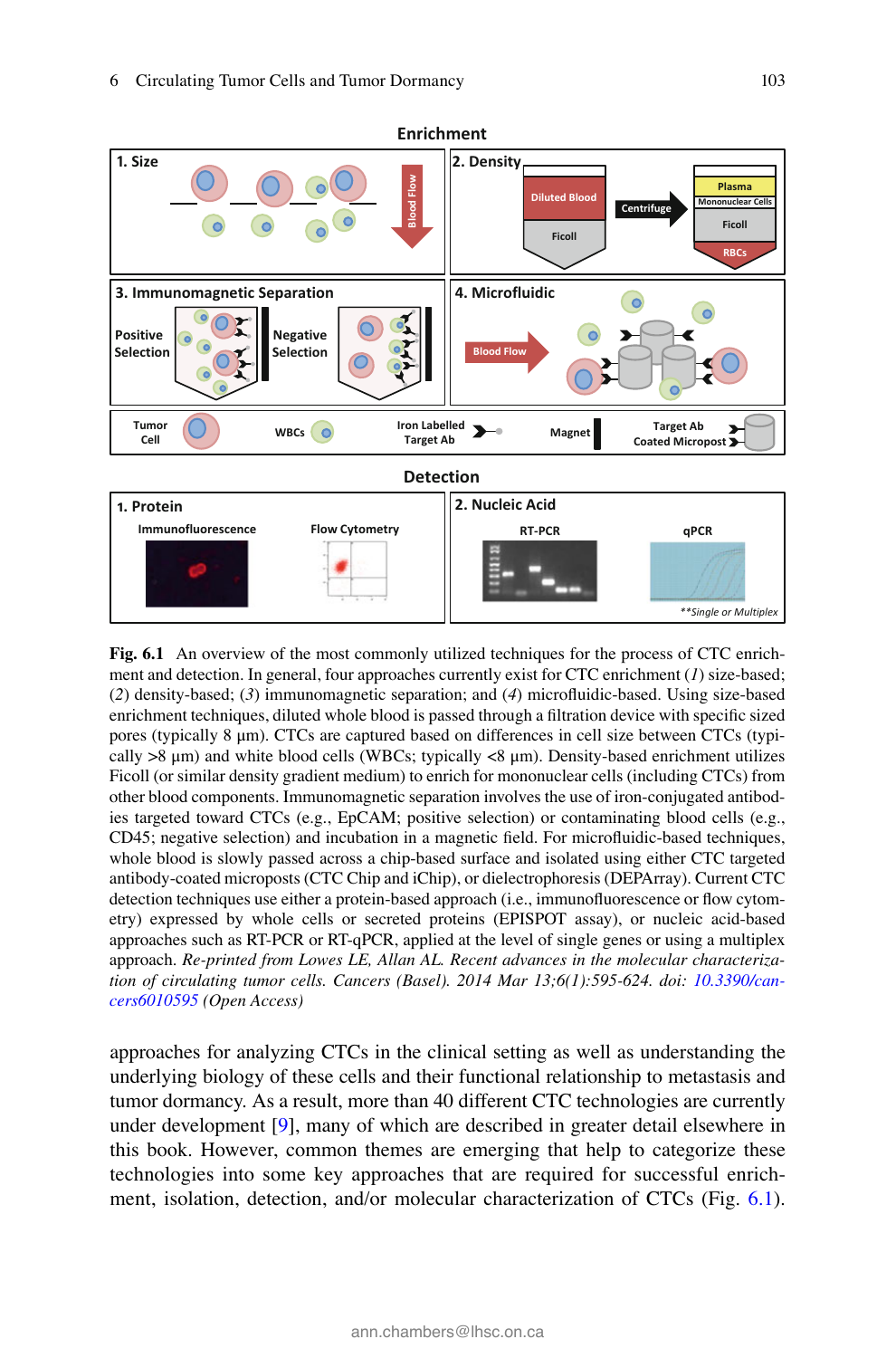**Fig. 6.1** An overview of the most commonly utilized techniques for the process of CTC enrichment and detection. In general, four approaches currently exist for CTC enrichment (*1*) size-based; (*2*) density-based; (*3*) immunomagnetic separation; and (*4*) microfluidic-based. Using size-based enrichment techniques, diluted whole blood is passed through a filtration device with specific sized pores (typically 8 μm). CTCs are captured based on differences in cell size between CTCs (typically >8 μm) and white blood cells (WBCs; typically <8 μm). Density-based enrichment utilizes Ficoll (or similar density gradient medium) to enrich for mononuclear cells (including CTCs) from other blood components. Immunomagnetic separation involves the use of iron-conjugated antibodies targeted toward CTCs (e.g., EpCAM; positive selection) or contaminating blood cells (e.g., CD45; negative selection) and incubation in a magnetic field. For microfluidic-based techniques, whole blood is slowly passed across a chip-based surface and isolated using either CTC targeted antibody-coated microposts (CTC Chip and iChip), or dielectrophoresis (DEPArray). Current CTC detection techniques use either a protein-based approach (i.e., immunofluorescence or flow cytometry) expressed by whole cells or secreted proteins (EPISPOT assay), or nucleic acid-based approaches such as RT-PCR or RT-qPCR, applied at the level of single genes or using a multiplex approach. *Re-printed from Lowes LE, Allan AL. Recent advances in the molecular characterization of circulating tumor cells. Cancers (Basel). 2014 Mar 13;6(1):595-624. doi: 10.3390/cancers6010595* (Open Access)

approaches for analyzing CTCs in the clinical setting as well as understanding the underlying biology of these cells and their functional relationship to metastasis and tumor dormancy. As a result, more than 40 different CTC technologies are currently under development [9], many of which are described in greater detail elsewhere in this book. However, common themes are emerging that help to categorize these technologies into some key approaches that are required for successful enrichment, isolation, detection, and/or molecular characterization of CTCs (Fig. 6.1).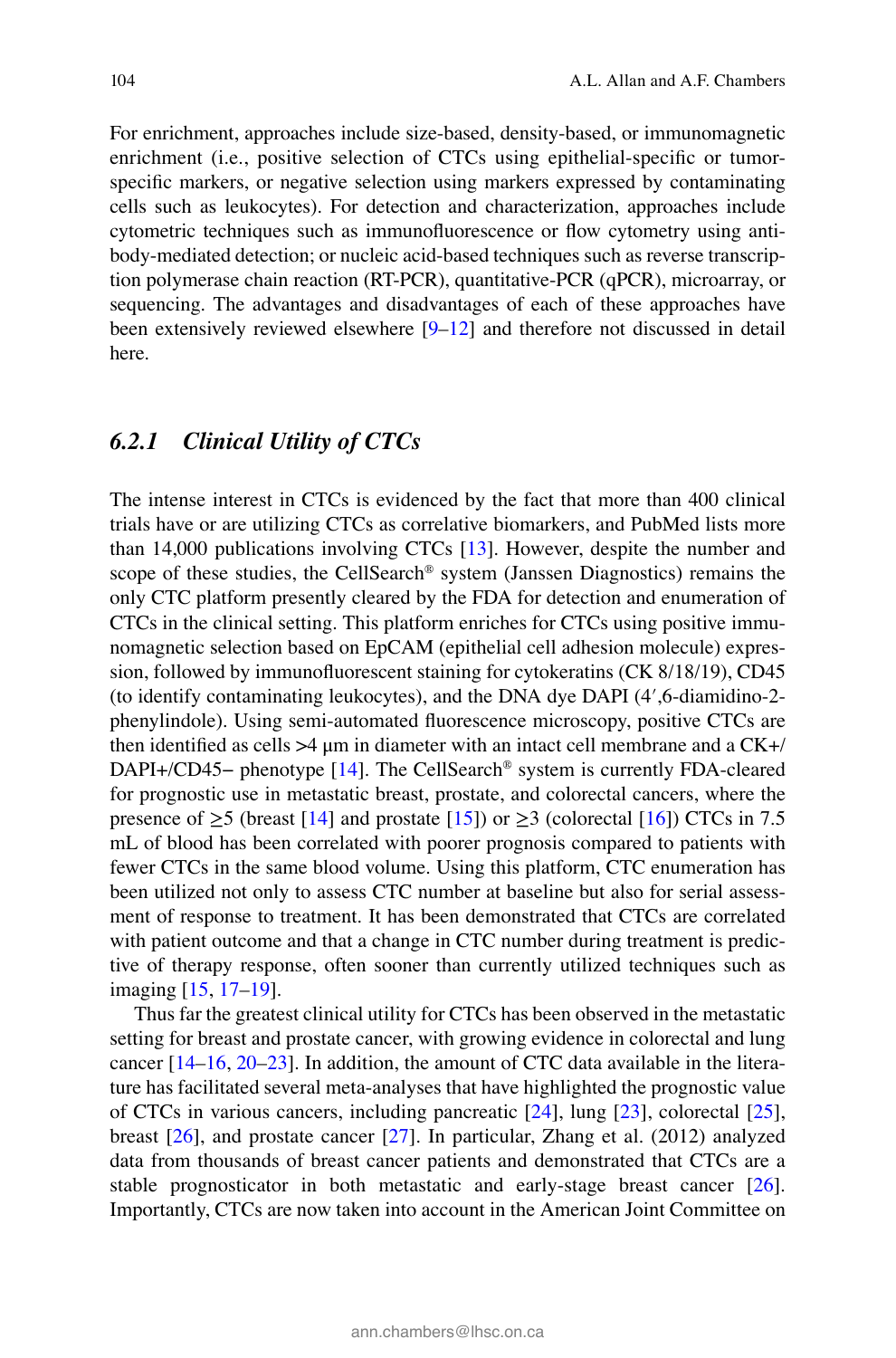For enrichment, approaches include size-based, density-based, or immunomagnetic enrichment (i.e., positive selection of CTCs using epithelial-specific or tumor-specific markers, or negative selection using markers expressed by contaminating cells such as leukocytes). For detection and characterization, approaches include cytometric techniques such as immunofluorescence or flow cytometry using antibody-mediated detection; or nucleic acid-based techniques such as reverse transcription polymerase chain reaction (RT-PCR), quantitative-PCR (qPCR), microarray, or sequencing. The advantages and disadvantages of each of these approaches have been extensively reviewed elsewhere [9–12] and therefore not discussed in detail here.

### *6.2.1 Clinical Utility of CTCs*

The intense interest in CTCs is evidenced by the fact that more than 400 clinical trials have or are utilizing CTCs as correlative biomarkers, and PubMed lists more than 14,000 publications involving CTCs [13]. However, despite the number and scope of these studies, the CellSearch® system (Janssen Diagnostics) remains the only CTC platform presently cleared by the FDA for detection and enumeration of CTCs in the clinical setting. This platform enriches for CTCs using positive immunomagnetic selection based on EpCAM (epithelial cell adhesion molecule) expression, followed by immunofluorescent staining for cytokeratins (CK 8/18/19), CD45 (to identify contaminating leukocytes), and the DNA dye DAPI (4′,6-diamidino-2-phenylindole). Using semi-automated fluorescence microscopy, positive CTCs are then identified as cells >4 μm in diameter with an intact cell membrane and a CK+/DAPI+/CD45− phenotype [14]. The CellSearch® system is currently FDA-cleared for prognostic use in metastatic breast, prostate, and colorectal cancers, where the presence of ≥5 (breast [14] and prostate [15]) or ≥3 (colorectal [16]) CTCs in 7.5 mL of blood has been correlated with poorer prognosis compared to patients with fewer CTCs in the same blood volume. Using this platform, CTC enumeration has been utilized not only to assess CTC number at baseline but also for serial assessment of response to treatment. It has been demonstrated that CTCs are correlated with patient outcome and that a change in CTC number during treatment is predictive of therapy response, often sooner than currently utilized techniques such as imaging [15, 17–19].

Thus far the greatest clinical utility for CTCs has been observed in the metastatic setting for breast and prostate cancer, with growing evidence in colorectal and lung cancer [14–16, 20–23]. In addition, the amount of CTC data available in the literature has facilitated several meta-analyses that have highlighted the prognostic value of CTCs in various cancers, including pancreatic [24], lung [23], colorectal [25], breast [26], and prostate cancer [27]. In particular, Zhang et al. (2012) analyzed data from thousands of breast cancer patients and demonstrated that CTCs are a stable prognosticator in both metastatic and early-stage breast cancer [26]. Importantly, CTCs are now taken into account in the American Joint Committee on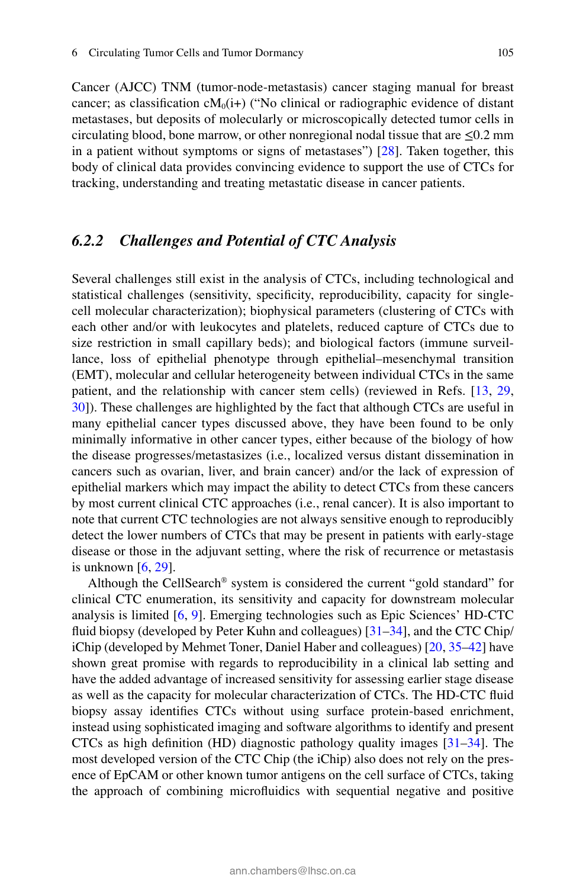Cancer (AJCC) TNM (tumor-node-metastasis) cancer staging manual for breast cancer; as classification $cM_0(i+)$ ("No clinical or radiographic evidence of distant metastases, but deposits of molecularly or microscopically detected tumor cells in circulating blood, bone marrow, or other nonregional nodal tissue that are ≤0.2 mm in a patient without symptoms or signs of metastases") [28]. Taken together, this body of clinical data provides convincing evidence to support the use of CTCs for tracking, understanding and treating metastatic disease in cancer patients.

### *6.2.2 Challenges and Potential of CTC Analysis*

Several challenges still exist in the analysis of CTCs, including technological and statistical challenges (sensitivity, specificity, reproducibility, capacity for single-cell molecular characterization); biophysical parameters (clustering of CTCs with each other and/or with leukocytes and platelets, reduced capture of CTCs due to size restriction in small capillary beds); and biological factors (immune surveillance, loss of epithelial phenotype through epithelial–mesenchymal transition (EMT), molecular and cellular heterogeneity between individual CTCs in the same patient, and the relationship with cancer stem cells) (reviewed in Refs. [13, 29, 30]). These challenges are highlighted by the fact that although CTCs are useful in many epithelial cancer types discussed above, they have been found to be only minimally informative in other cancer types, either because of the biology of how the disease progresses/metastasizes (i.e., localized versus distant dissemination in cancers such as ovarian, liver, and brain cancer) and/or the lack of expression of epithelial markers which may impact the ability to detect CTCs from these cancers by most current clinical CTC approaches (i.e., renal cancer). It is also important to note that current CTC technologies are not always sensitive enough to reproducibly detect the lower numbers of CTCs that may be present in patients with early-stage disease or those in the adjuvant setting, where the risk of recurrence or metastasis is unknown [6, 29].

Although the CellSearch® system is considered the current "gold standard" for clinical CTC enumeration, its sensitivity and capacity for downstream molecular analysis is limited [6, 9]. Emerging technologies such as Epic Sciences' HD-CTC fluid biopsy (developed by Peter Kuhn and colleagues) [31–34], and the CTC Chip/iChip (developed by Mehmet Toner, Daniel Haber and colleagues) [20, 35–42] have shown great promise with regards to reproducibility in a clinical lab setting and have the added advantage of increased sensitivity for assessing earlier stage disease as well as the capacity for molecular characterization of CTCs. The HD-CTC fluid biopsy assay identifies CTCs without using surface protein-based enrichment, instead using sophisticated imaging and software algorithms to identify and present CTCs as high definition (HD) diagnostic pathology quality images [31–34]. The most developed version of the CTC Chip (the iChip) also does not rely on the presence of EpCAM or other known tumor antigens on the cell surface of CTCs, taking the approach of combining microfluidics with sequential negative and positive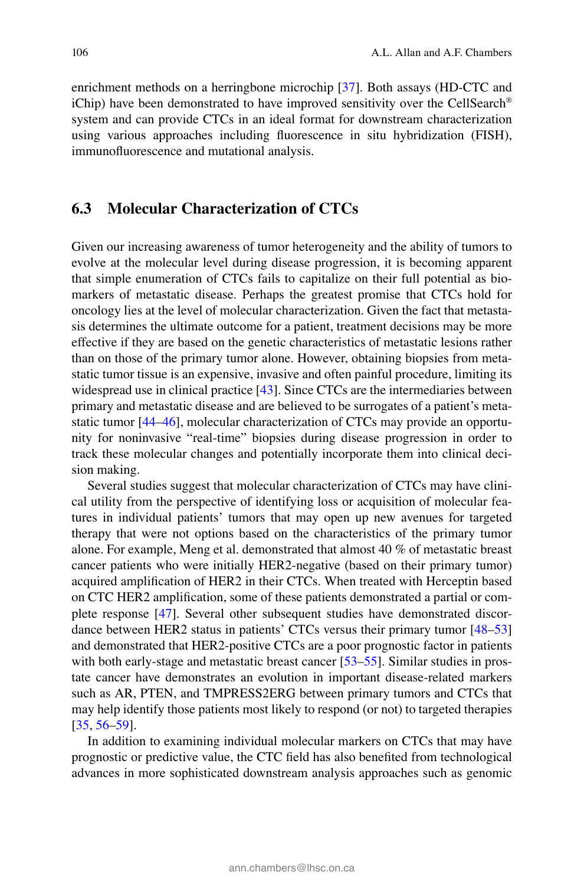enrichment methods on a herringbone microchip [37]. Both assays (HD-CTC and iChip) have been demonstrated to have improved sensitivity over the CellSearch® system and can provide CTCs in an ideal format for downstream characterization using various approaches including fluorescence in situ hybridization (FISH), immunofluorescence and mutational analysis.

## 6.3 Molecular Characterization of CTCs

Given our increasing awareness of tumor heterogeneity and the ability of tumors to evolve at the molecular level during disease progression, it is becoming apparent that simple enumeration of CTCs fails to capitalize on their full potential as biomarkers of metastatic disease. Perhaps the greatest promise that CTCs hold for oncology lies at the level of molecular characterization. Given the fact that metastasis determines the ultimate outcome for a patient, treatment decisions may be more effective if they are based on the genetic characteristics of metastatic lesions rather than on those of the primary tumor alone. However, obtaining biopsies from metastatic tumor tissue is an expensive, invasive and often painful procedure, limiting its widespread use in clinical practice [43]. Since CTCs are the intermediaries between primary and metastatic disease and are believed to be surrogates of a patient's metastatic tumor [44–46], molecular characterization of CTCs may provide an opportunity for noninvasive "real-time" biopsies during disease progression in order to track these molecular changes and potentially incorporate them into clinical decision making.

Several studies suggest that molecular characterization of CTCs may have clinical utility from the perspective of identifying loss or acquisition of molecular features in individual patients' tumors that may open up new avenues for targeted therapy that were not options based on the characteristics of the primary tumor alone. For example, Meng et al. demonstrated that almost 40 % of metastatic breast cancer patients who were initially HER2-negative (based on their primary tumor) acquired amplification of HER2 in their CTCs. When treated with Herceptin based on CTC HER2 amplification, some of these patients demonstrated a partial or complete response [47]. Several other subsequent studies have demonstrated discordance between HER2 status in patients' CTCs versus their primary tumor [48–53] and demonstrated that HER2-positive CTCs are a poor prognostic factor in patients with both early-stage and metastatic breast cancer [53–55]. Similar studies in prostate cancer have demonstrates an evolution in important disease-related markers such as AR, PTEN, and TMPRESS2ERG between primary tumors and CTCs that may help identify those patients most likely to respond (or not) to targeted therapies [35, 56–59].

In addition to examining individual molecular markers on CTCs that may have prognostic or predictive value, the CTC field has also benefited from technological advances in more sophisticated downstream analysis approaches such as genomic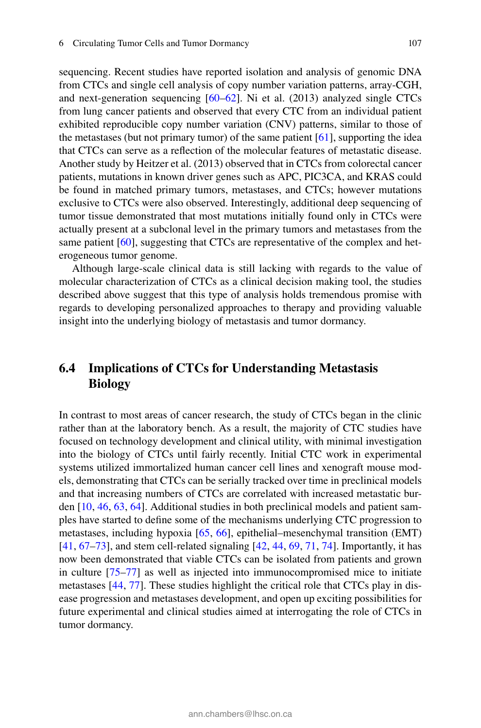sequencing. Recent studies have reported isolation and analysis of genomic DNA from CTCs and single cell analysis of copy number variation patterns, array-CGH, and next-generation sequencing [60–62]. Ni et al. (2013) analyzed single CTCs from lung cancer patients and observed that every CTC from an individual patient exhibited reproducible copy number variation (CNV) patterns, similar to those of the metastases (but not primary tumor) of the same patient [61], supporting the idea that CTCs can serve as a reflection of the molecular features of metastatic disease. Another study by Heitzer et al. (2013) observed that in CTCs from colorectal cancer patients, mutations in known driver genes such as APC, PIC3CA, and KRAS could be found in matched primary tumors, metastases, and CTCs; however mutations exclusive to CTCs were also observed. Interestingly, additional deep sequencing of tumor tissue demonstrated that most mutations initially found only in CTCs were actually present at a subclonal level in the primary tumors and metastases from the same patient [60], suggesting that CTCs are representative of the complex and heterogeneous tumor genome.

Although large-scale clinical data is still lacking with regards to the value of molecular characterization of CTCs as a clinical decision making tool, the studies described above suggest that this type of analysis holds tremendous promise with regards to developing personalized approaches to therapy and providing valuable insight into the underlying biology of metastasis and tumor dormancy.

## 6.4 Implications of CTCs for Understanding Metastasis Biology

In contrast to most areas of cancer research, the study of CTCs began in the clinic rather than at the laboratory bench. As a result, the majority of CTC studies have focused on technology development and clinical utility, with minimal investigation into the biology of CTCs until fairly recently. Initial CTC work in experimental systems utilized immortalized human cancer cell lines and xenograft mouse models, demonstrating that CTCs can be serially tracked over time in preclinical models and that increasing numbers of CTCs are correlated with increased metastatic burden [10, 46, 63, 64]. Additional studies in both preclinical models and patient samples have started to define some of the mechanisms underlying CTC progression to metastases, including hypoxia [65, 66], epithelial–mesenchymal transition (EMT) [41, 67–73], and stem cell-related signaling [42, 44, 69, 71, 74]. Importantly, it has now been demonstrated that viable CTCs can be isolated from patients and grown in culture [75–77] as well as injected into immunocompromised mice to initiate metastases [44, 77]. These studies highlight the critical role that CTCs play in disease progression and metastases development, and open up exciting possibilities for future experimental and clinical studies aimed at interrogating the role of CTCs in tumor dormancy.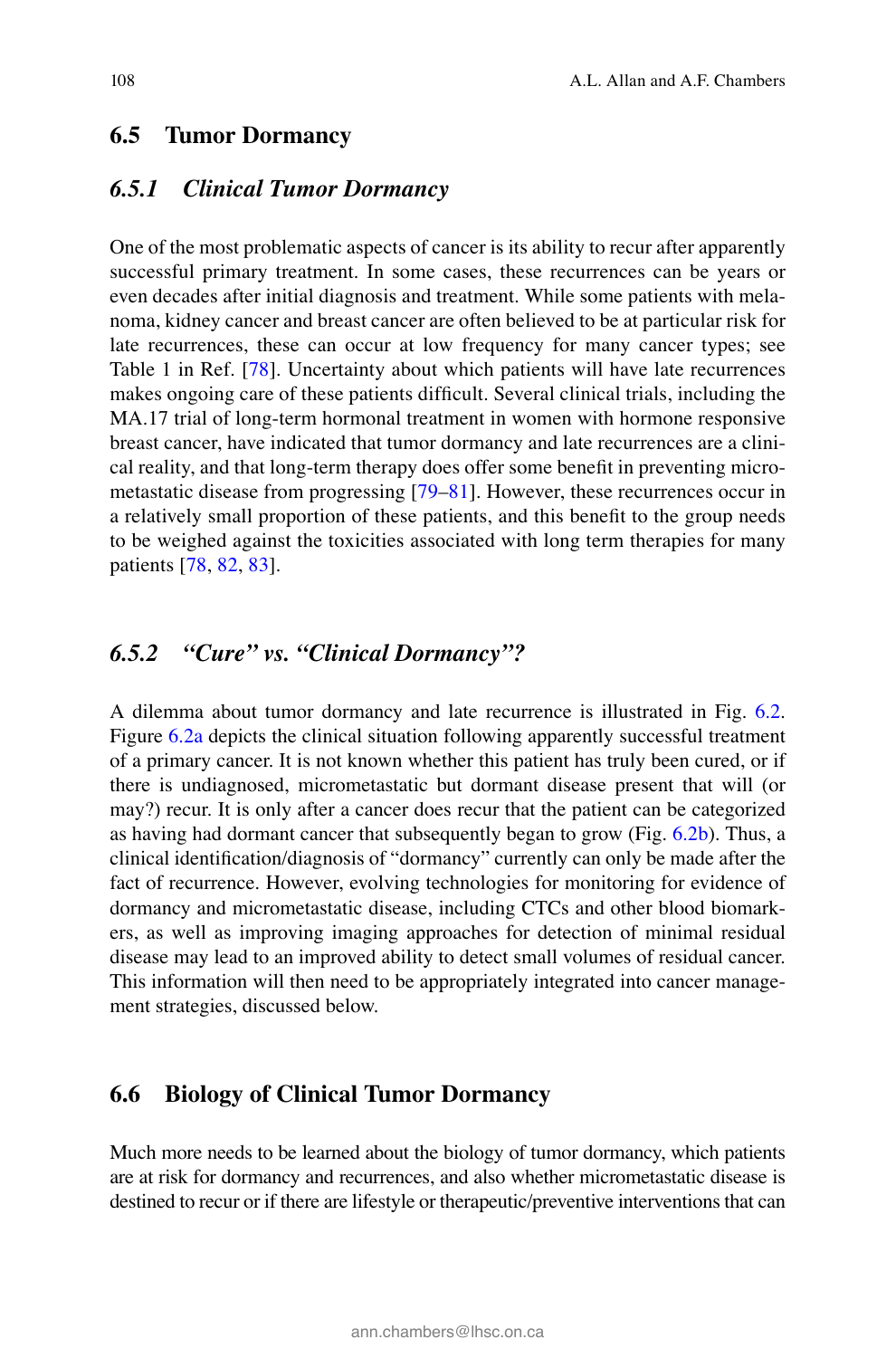## 6.5 Tumor Dormancy

### *6.5.1 Clinical Tumor Dormancy*

One of the most problematic aspects of cancer is its ability to recur after apparently successful primary treatment. In some cases, these recurrences can be years or even decades after initial diagnosis and treatment. While some patients with melanoma, kidney cancer and breast cancer are often believed to be at particular risk for late recurrences, these can occur at low frequency for many cancer types; see Table 1 in Ref. [78]. Uncertainty about which patients will have late recurrences makes ongoing care of these patients difficult. Several clinical trials, including the MA.17 trial of long-term hormonal treatment in women with hormone responsive breast cancer, have indicated that tumor dormancy and late recurrences are a clinical reality, and that long-term therapy does offer some benefit in preventing micrometastatic disease from progressing [79–81]. However, these recurrences occur in a relatively small proportion of these patients, and this benefit to the group needs to be weighed against the toxicities associated with long term therapies for many patients [78, 82, 83].

### *6.5.2 "Cure" vs. "Clinical Dormancy"?*

A dilemma about tumor dormancy and late recurrence is illustrated in Fig. 6.2. Figure 6.2a depicts the clinical situation following apparently successful treatment of a primary cancer. It is not known whether this patient has truly been cured, or if there is undiagnosed, micrometastatic but dormant disease present that will (or may?) recur. It is only after a cancer does recur that the patient can be categorized as having had dormant cancer that subsequently began to grow (Fig. 6.2b). Thus, a clinical identification/diagnosis of "dormancy" currently can only be made after the fact of recurrence. However, evolving technologies for monitoring for evidence of dormancy and micrometastatic disease, including CTCs and other blood biomarkers, as well as improving imaging approaches for detection of minimal residual disease may lead to an improved ability to detect small volumes of residual cancer. This information will then need to be appropriately integrated into cancer management strategies, discussed below.

## 6.6 Biology of Clinical Tumor Dormancy

Much more needs to be learned about the biology of tumor dormancy, which patients are at risk for dormancy and recurrences, and also whether micrometastatic disease is destined to recur or if there are lifestyle or therapeutic/preventive interventions that can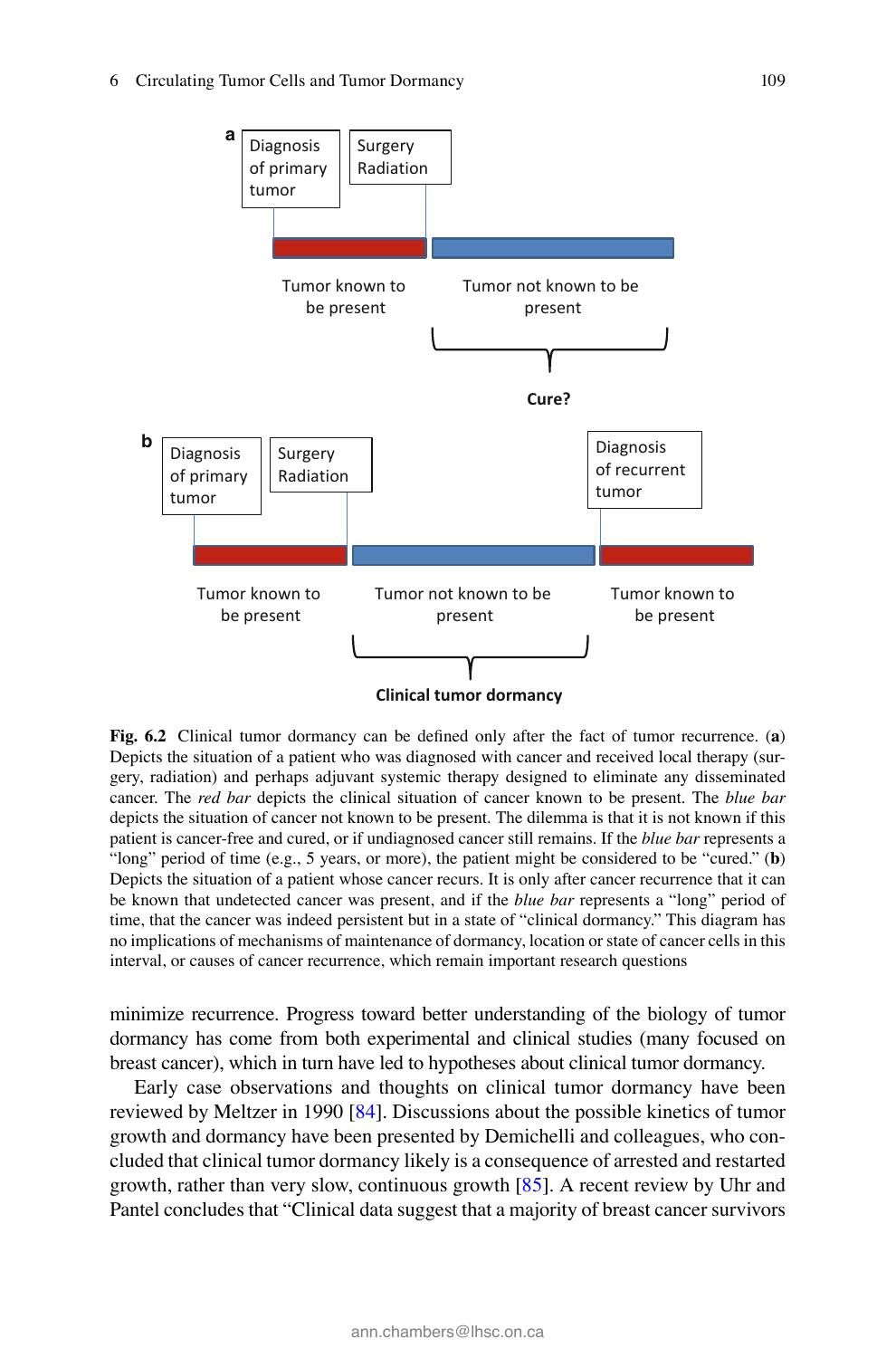**a**

Diagnosis of primary tumor | Surgery Radiation

Tumor known to be present | Tumor not known to be present

**Cure?**

**b**

Diagnosis of primary tumor | Surgery Radiation | Diagnosis of recurrent tumor

Tumor known to be present | Tumor not known to be present | Tumor known to be present

**Clinical tumor dormancy**

**Fig. 6.2** Clinical tumor dormancy can be defined only after the fact of tumor recurrence. (**a**) Depicts the situation of a patient who was diagnosed with cancer and received local therapy (surgery, radiation) and perhaps adjuvant systemic therapy designed to eliminate any disseminated cancer. The *red bar* depicts the clinical situation of cancer known to be present. The *blue bar* depicts the situation of cancer not known to be present. The dilemma is that it is not known if this patient is cancer-free and cured, or if undiagnosed cancer still remains. If the *blue bar* represents a "long" period of time (e.g., 5 years, or more), the patient might be considered to be "cured." (**b**) Depicts the situation of a patient whose cancer recurs. It is only after cancer recurrence that it can be known that undetected cancer was present, and if the *blue bar* represents a "long" period of time, that the cancer was indeed persistent but in a state of "clinical dormancy." This diagram has no implications of mechanisms of maintenance of dormancy, location or state of cancer cells in this interval, or causes of cancer recurrence, which remain important research questions

minimize recurrence. Progress toward better understanding of the biology of tumor dormancy has come from both experimental and clinical studies (many focused on breast cancer), which in turn have led to hypotheses about clinical tumor dormancy.

Early case observations and thoughts on clinical tumor dormancy have been reviewed by Meltzer in 1990 [84]. Discussions about the possible kinetics of tumor growth and dormancy have been presented by Demichelli and colleagues, who concluded that clinical tumor dormancy likely is a consequence of arrested and restarted growth, rather than very slow, continuous growth [85]. A recent review by Uhr and Pantel concludes that "Clinical data suggest that a majority of breast cancer survivors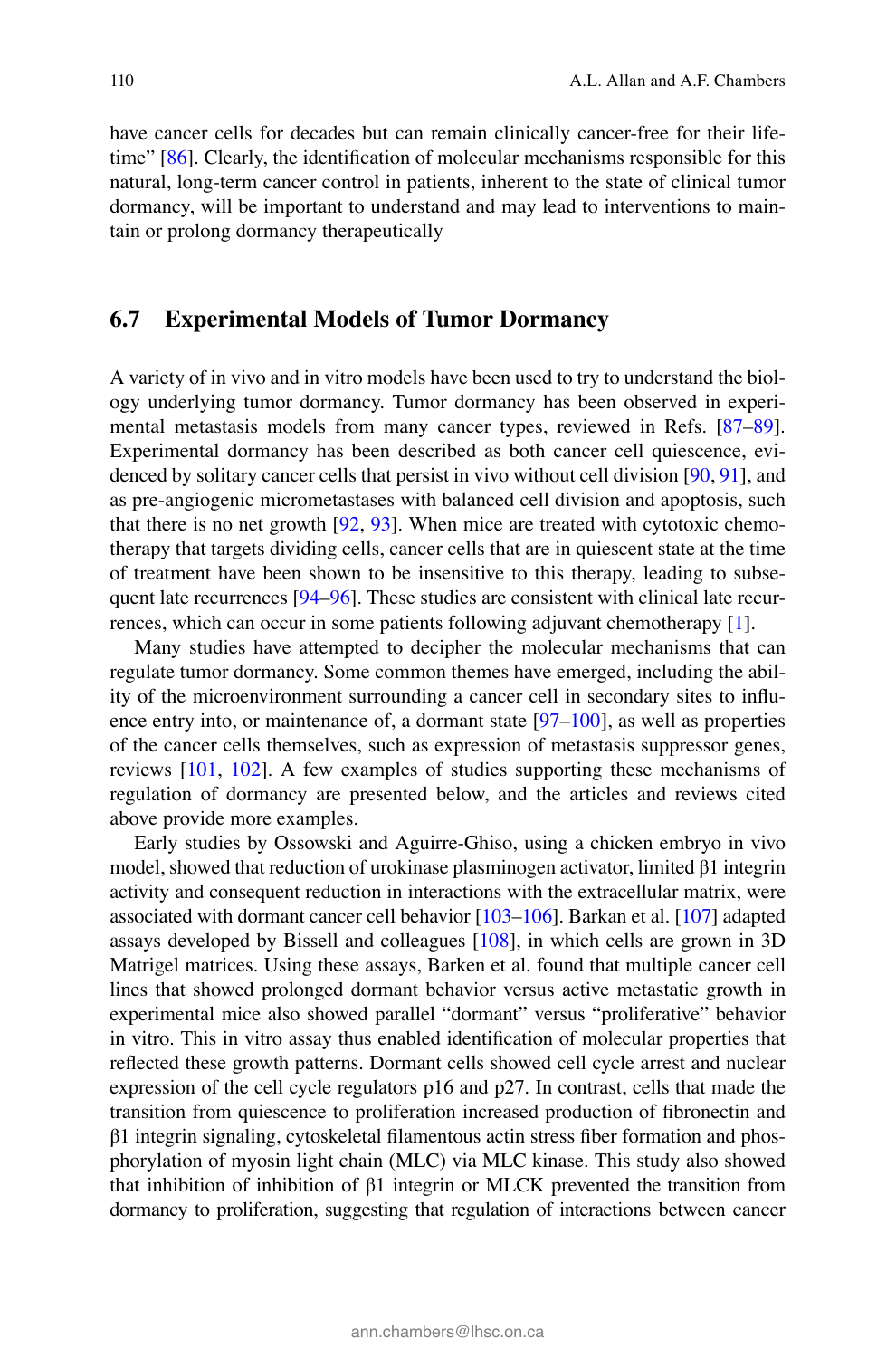have cancer cells for decades but can remain clinically cancer-free for their lifetime" [86]. Clearly, the identification of molecular mechanisms responsible for this natural, long-term cancer control in patients, inherent to the state of clinical tumor dormancy, will be important to understand and may lead to interventions to maintain or prolong dormancy therapeutically

## 6.7 Experimental Models of Tumor Dormancy

A variety of in vivo and in vitro models have been used to try to understand the biology underlying tumor dormancy. Tumor dormancy has been observed in experimental metastasis models from many cancer types, reviewed in Refs. [87–89]. Experimental dormancy has been described as both cancer cell quiescence, evidenced by solitary cancer cells that persist in vivo without cell division [90, 91], and as pre-angiogenic micrometastases with balanced cell division and apoptosis, such that there is no net growth [92, 93]. When mice are treated with cytotoxic chemotherapy that targets dividing cells, cancer cells that are in quiescent state at the time of treatment have been shown to be insensitive to this therapy, leading to subsequent late recurrences [94–96]. These studies are consistent with clinical late recurrences, which can occur in some patients following adjuvant chemotherapy [1].

Many studies have attempted to decipher the molecular mechanisms that can regulate tumor dormancy. Some common themes have emerged, including the ability of the microenvironment surrounding a cancer cell in secondary sites to influence entry into, or maintenance of, a dormant state [97–100], as well as properties of the cancer cells themselves, such as expression of metastasis suppressor genes, reviews [101, 102]. A few examples of studies supporting these mechanisms of regulation of dormancy are presented below, and the articles and reviews cited above provide more examples.

Early studies by Ossowski and Aguirre-Ghiso, using a chicken embryo in vivo model, showed that reduction of urokinase plasminogen activator, limited β1 integrin activity and consequent reduction in interactions with the extracellular matrix, were associated with dormant cancer cell behavior [103–106]. Barkan et al. [107] adapted assays developed by Bissell and colleagues [108], in which cells are grown in 3D Matrigel matrices. Using these assays, Barken et al. found that multiple cancer cell lines that showed prolonged dormant behavior versus active metastatic growth in experimental mice also showed parallel "dormant" versus "proliferative" behavior in vitro. This in vitro assay thus enabled identification of molecular properties that reflected these growth patterns. Dormant cells showed cell cycle arrest and nuclear expression of the cell cycle regulators p16 and p27. In contrast, cells that made the transition from quiescence to proliferation increased production of fibronectin and β1 integrin signaling, cytoskeletal filamentous actin stress fiber formation and phosphorylation of myosin light chain (MLC) via MLC kinase. This study also showed that inhibition of inhibition of β1 integrin or MLCK prevented the transition from dormancy to proliferation, suggesting that regulation of interactions between cancer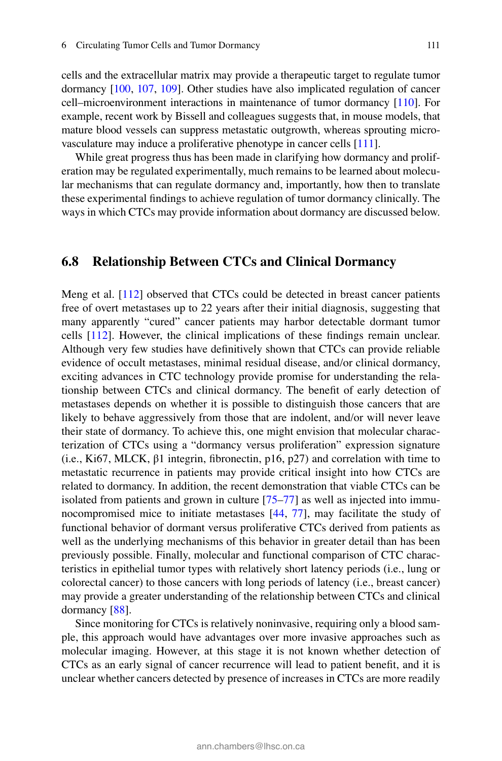cells and the extracellular matrix may provide a therapeutic target to regulate tumor dormancy [100, 107, 109]. Other studies have also implicated regulation of cancer cell–microenvironment interactions in maintenance of tumor dormancy [110]. For example, recent work by Bissell and colleagues suggests that, in mouse models, that mature blood vessels can suppress metastatic outgrowth, whereas sprouting microvasculature may induce a proliferative phenotype in cancer cells [111].

While great progress thus has been made in clarifying how dormancy and proliferation may be regulated experimentally, much remains to be learned about molecular mechanisms that can regulate dormancy and, importantly, how then to translate these experimental findings to achieve regulation of tumor dormancy clinically. The ways in which CTCs may provide information about dormancy are discussed below.

## 6.8 Relationship Between CTCs and Clinical Dormancy

Meng et al. [112] observed that CTCs could be detected in breast cancer patients free of overt metastases up to 22 years after their initial diagnosis, suggesting that many apparently "cured" cancer patients may harbor detectable dormant tumor cells [112]. However, the clinical implications of these findings remain unclear. Although very few studies have definitively shown that CTCs can provide reliable evidence of occult metastases, minimal residual disease, and/or clinical dormancy, exciting advances in CTC technology provide promise for understanding the relationship between CTCs and clinical dormancy. The benefit of early detection of metastases depends on whether it is possible to distinguish those cancers that are likely to behave aggressively from those that are indolent, and/or will never leave their state of dormancy. To achieve this, one might envision that molecular characterization of CTCs using a "dormancy versus proliferation" expression signature (i.e., Ki67, MLCK, β1 integrin, fibronectin, p16, p27) and correlation with time to metastatic recurrence in patients may provide critical insight into how CTCs are related to dormancy. In addition, the recent demonstration that viable CTCs can be isolated from patients and grown in culture [75–77] as well as injected into immunocompromised mice to initiate metastases [44, 77], may facilitate the study of functional behavior of dormant versus proliferative CTCs derived from patients as well as the underlying mechanisms of this behavior in greater detail than has been previously possible. Finally, molecular and functional comparison of CTC characteristics in epithelial tumor types with relatively short latency periods (i.e., lung or colorectal cancer) to those cancers with long periods of latency (i.e., breast cancer) may provide a greater understanding of the relationship between CTCs and clinical dormancy [88].

Since monitoring for CTCs is relatively noninvasive, requiring only a blood sample, this approach would have advantages over more invasive approaches such as molecular imaging. However, at this stage it is not known whether detection of CTCs as an early signal of cancer recurrence will lead to patient benefit, and it is unclear whether cancers detected by presence of increases in CTCs are more readily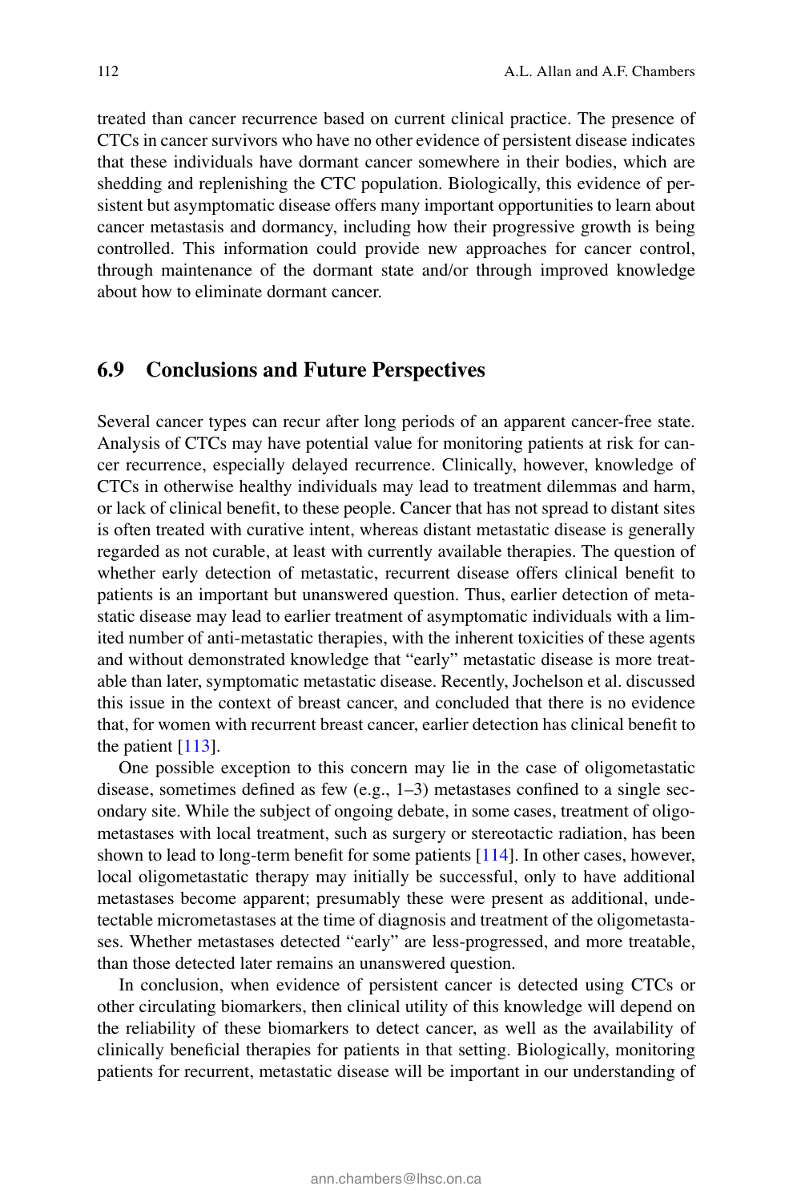treated than cancer recurrence based on current clinical practice. The presence of CTCs in cancer survivors who have no other evidence of persistent disease indicates that these individuals have dormant cancer somewhere in their bodies, which are shedding and replenishing the CTC population. Biologically, this evidence of persistent but asymptomatic disease offers many important opportunities to learn about cancer metastasis and dormancy, including how their progressive growth is being controlled. This information could provide new approaches for cancer control, through maintenance of the dormant state and/or through improved knowledge about how to eliminate dormant cancer.

## 6.9 Conclusions and Future Perspectives

Several cancer types can recur after long periods of an apparent cancer-free state. Analysis of CTCs may have potential value for monitoring patients at risk for cancer recurrence, especially delayed recurrence. Clinically, however, knowledge of CTCs in otherwise healthy individuals may lead to treatment dilemmas and harm, or lack of clinical benefit, to these people. Cancer that has not spread to distant sites is often treated with curative intent, whereas distant metastatic disease is generally regarded as not curable, at least with currently available therapies. The question of whether early detection of metastatic, recurrent disease offers clinical benefit to patients is an important but unanswered question. Thus, earlier detection of metastatic disease may lead to earlier treatment of asymptomatic individuals with a limited number of anti-metastatic therapies, with the inherent toxicities of these agents and without demonstrated knowledge that "early" metastatic disease is more treatable than later, symptomatic metastatic disease. Recently, Jochelson et al. discussed this issue in the context of breast cancer, and concluded that there is no evidence that, for women with recurrent breast cancer, earlier detection has clinical benefit to the patient [113].

One possible exception to this concern may lie in the case of oligometastatic disease, sometimes defined as few (e.g., 1–3) metastases confined to a single secondary site. While the subject of ongoing debate, in some cases, treatment of oligometastases with local treatment, such as surgery or stereotactic radiation, has been shown to lead to long-term benefit for some patients [114]. In other cases, however, local oligometastatic therapy may initially be successful, only to have additional metastases become apparent; presumably these were present as additional, undetectable micrometastases at the time of diagnosis and treatment of the oligometastases. Whether metastases detected "early" are less-progressed, and more treatable, than those detected later remains an unanswered question.

In conclusion, when evidence of persistent cancer is detected using CTCs or other circulating biomarkers, then clinical utility of this knowledge will depend on the reliability of these biomarkers to detect cancer, as well as the availability of clinically beneficial therapies for patients in that setting. Biologically, monitoring patients for recurrent, metastatic disease will be important in our understanding of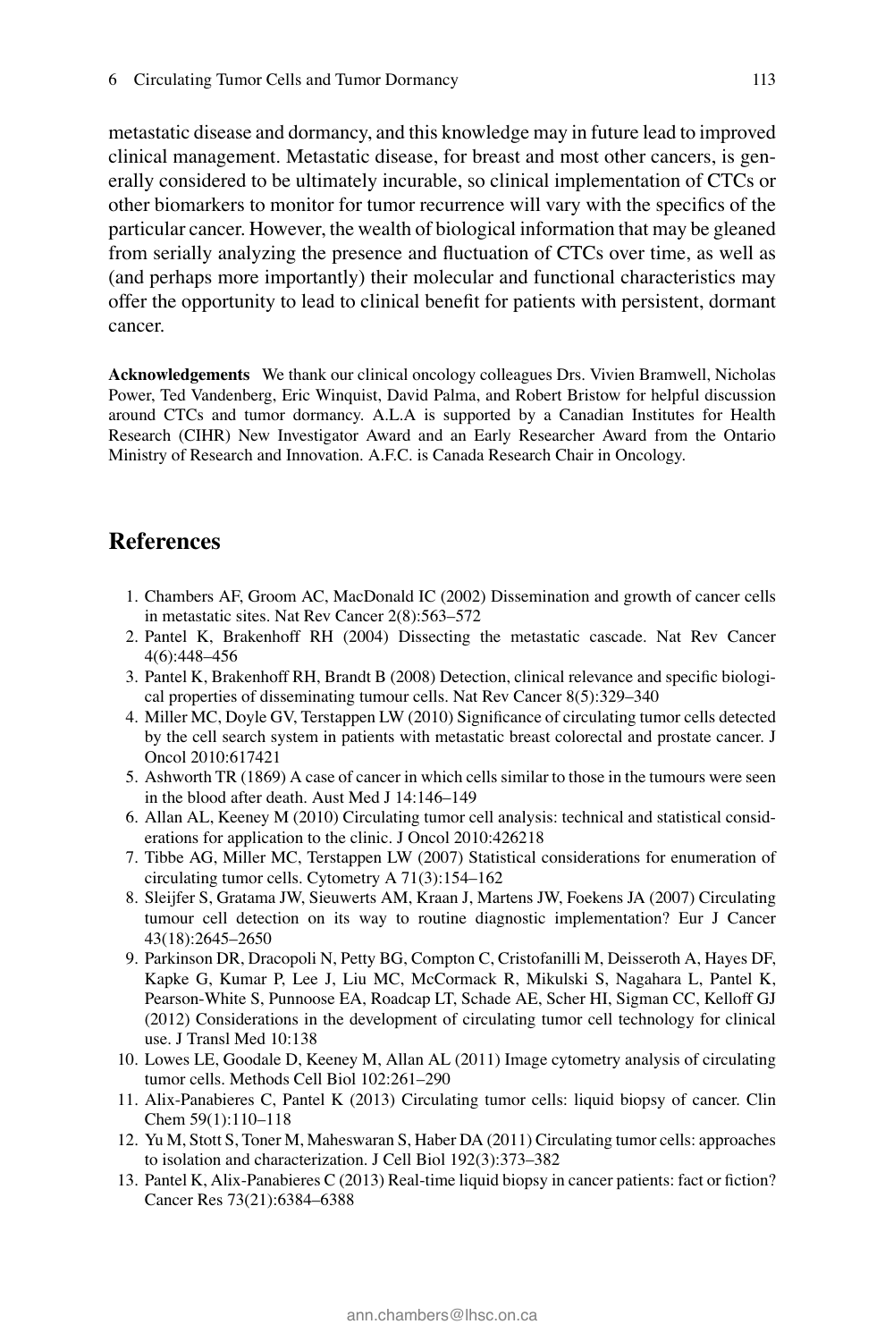metastatic disease and dormancy, and this knowledge may in future lead to improved clinical management. Metastatic disease, for breast and most other cancers, is generally considered to be ultimately incurable, so clinical implementation of CTCs or other biomarkers to monitor for tumor recurrence will vary with the specifics of the particular cancer. However, the wealth of biological information that may be gleaned from serially analyzing the presence and fluctuation of CTCs over time, as well as (and perhaps more importantly) their molecular and functional characteristics may offer the opportunity to lead to clinical benefit for patients with persistent, dormant cancer.

**Acknowledgements** We thank our clinical oncology colleagues Drs. Vivien Bramwell, Nicholas Power, Ted Vandenberg, Eric Winquist, David Palma, and Robert Bristow for helpful discussion around CTCs and tumor dormancy. A.L.A is supported by a Canadian Institutes for Health Research (CIHR) New Investigator Award and an Early Researcher Award from the Ontario Ministry of Research and Innovation. A.F.C. is Canada Research Chair in Oncology.

# References

1. Chambers AF, Groom AC, MacDonald IC (2002) Dissemination and growth of cancer cells in metastatic sites. Nat Rev Cancer 2(8):563–572
2. Pantel K, Brakenhoff RH (2004) Dissecting the metastatic cascade. Nat Rev Cancer 4(6):448–456
3. Pantel K, Brakenhoff RH, Brandt B (2008) Detection, clinical relevance and specific biological properties of disseminating tumour cells. Nat Rev Cancer 8(5):329–340
4. Miller MC, Doyle GV, Terstappen LW (2010) Significance of circulating tumor cells detected by the cell search system in patients with metastatic breast colorectal and prostate cancer. J Oncol 2010:617421
5. Ashworth TR (1869) A case of cancer in which cells similar to those in the tumours were seen in the blood after death. Aust Med J 14:146–149
6. Allan AL, Keeney M (2010) Circulating tumor cell analysis: technical and statistical considerations for application to the clinic. J Oncol 2010:426218
7. Tibbe AG, Miller MC, Terstappen LW (2007) Statistical considerations for enumeration of circulating tumor cells. Cytometry A 71(3):154–162
8. Sleijfer S, Gratama JW, Sieuwerts AM, Kraan J, Martens JW, Foekens JA (2007) Circulating tumour cell detection on its way to routine diagnostic implementation? Eur J Cancer 43(18):2645–2650
9. Parkinson DR, Dracopoli N, Petty BG, Compton C, Cristofanilli M, Deisseroth A, Hayes DF, Kapke G, Kumar P, Lee J, Liu MC, McCormack R, Mikulski S, Nagahara L, Pantel K, Pearson-White S, Punnoose EA, Roadcap LT, Schade AE, Scher HI, Sigman CC, Kelloff GJ (2012) Considerations in the development of circulating tumor cell technology for clinical use. J Transl Med 10:138
10. Lowes LE, Goodale D, Keeney M, Allan AL (2011) Image cytometry analysis of circulating tumor cells. Methods Cell Biol 102:261–290
11. Alix-Panabieres C, Pantel K (2013) Circulating tumor cells: liquid biopsy of cancer. Clin Chem 59(1):110–118
12. Yu M, Stott S, Toner M, Maheswaran S, Haber DA (2011) Circulating tumor cells: approaches to isolation and characterization. J Cell Biol 192(3):373–382
13. Pantel K, Alix-Panabieres C (2013) Real-time liquid biopsy in cancer patients: fact or fiction? Cancer Res 73(21):6384–6388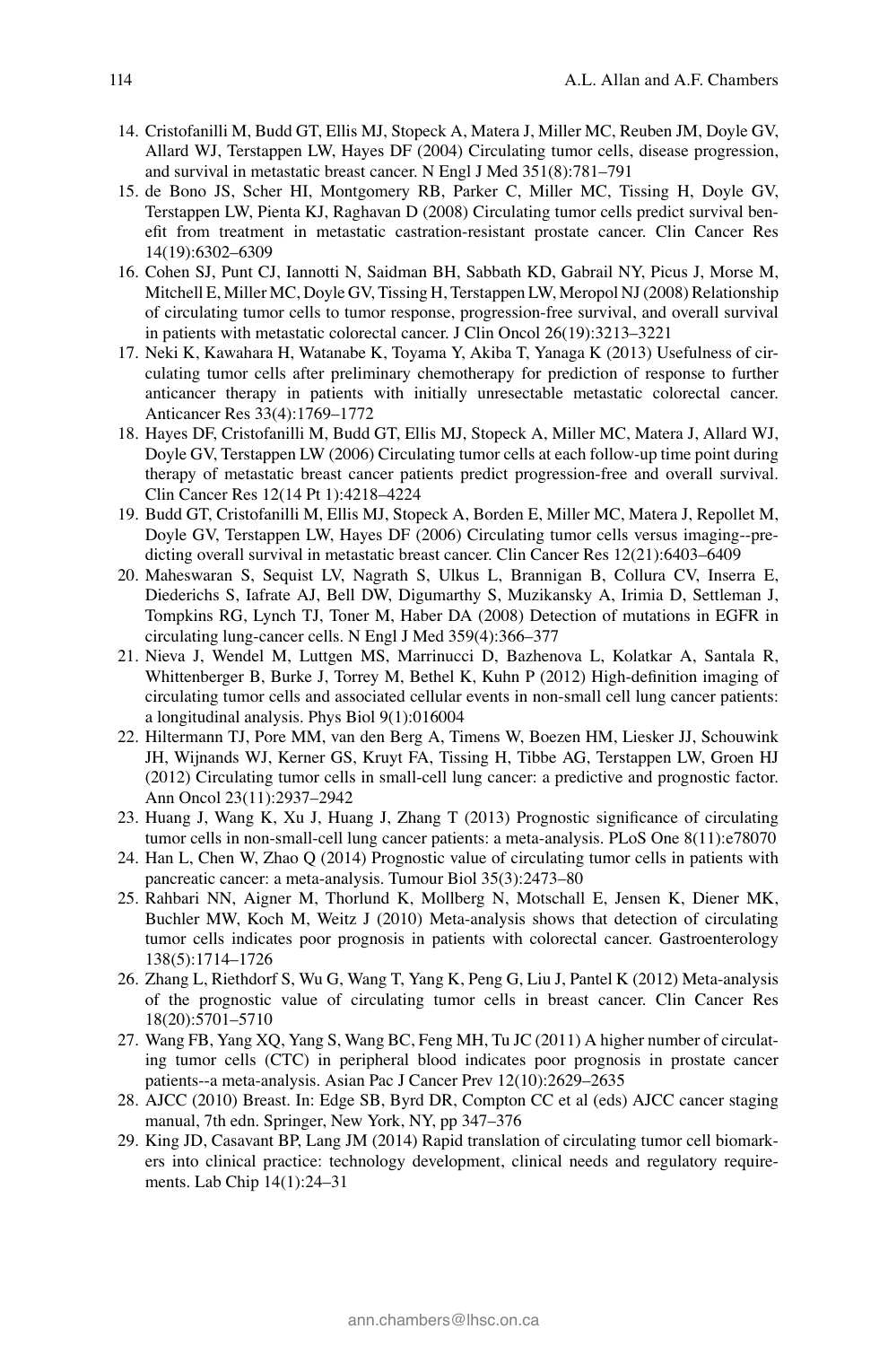14. Cristofanilli M, Budd GT, Ellis MJ, Stopeck A, Matera J, Miller MC, Reuben JM, Doyle GV, Allard WJ, Terstappen LW, Hayes DF (2004) Circulating tumor cells, disease progression, and survival in metastatic breast cancer. N Engl J Med 351(8):781–791
15. de Bono JS, Scher HI, Montgomery RB, Parker C, Miller MC, Tissing H, Doyle GV, Terstappen LW, Pienta KJ, Raghavan D (2008) Circulating tumor cells predict survival benefit from treatment in metastatic castration-resistant prostate cancer. Clin Cancer Res 14(19):6302–6309
16. Cohen SJ, Punt CJ, Iannotti N, Saidman BH, Sabbath KD, Gabrail NY, Picus J, Morse M, Mitchell E, Miller MC, Doyle GV, Tissing H, Terstappen LW, Meropol NJ (2008) Relationship of circulating tumor cells to tumor response, progression-free survival, and overall survival in patients with metastatic colorectal cancer. J Clin Oncol 26(19):3213–3221
17. Neki K, Kawahara H, Watanabe K, Toyama Y, Akiba T, Yanaga K (2013) Usefulness of circulating tumor cells after preliminary chemotherapy for prediction of response to further anticancer therapy in patients with initially unresectable metastatic colorectal cancer. Anticancer Res 33(4):1769–1772
18. Hayes DF, Cristofanilli M, Budd GT, Ellis MJ, Stopeck A, Miller MC, Matera J, Allard WJ, Doyle GV, Terstappen LW (2006) Circulating tumor cells at each follow-up time point during therapy of metastatic breast cancer patients predict progression-free and overall survival. Clin Cancer Res 12(14 Pt 1):4218–4224
19. Budd GT, Cristofanilli M, Ellis MJ, Stopeck A, Borden E, Miller MC, Matera J, Repollet M, Doyle GV, Terstappen LW, Hayes DF (2006) Circulating tumor cells versus imaging--predicting overall survival in metastatic breast cancer. Clin Cancer Res 12(21):6403–6409
20. Maheswaran S, Sequist LV, Nagrath S, Ulkus L, Brannigan B, Collura CV, Inserra E, Diederichs S, Iafrate AJ, Bell DW, Digumarthy S, Muzikansky A, Irimia D, Settleman J, Tompkins RG, Lynch TJ, Toner M, Haber DA (2008) Detection of mutations in EGFR in circulating lung-cancer cells. N Engl J Med 359(4):366–377
21. Nieva J, Wendel M, Luttgen MS, Marrinucci D, Bazhenova L, Kolatkar A, Santala R, Whittenberger B, Burke J, Torrey M, Bethel K, Kuhn P (2012) High-definition imaging of circulating tumor cells and associated cellular events in non-small cell lung cancer patients: a longitudinal analysis. Phys Biol 9(1):016004
22. Hiltermann TJ, Pore MM, van den Berg A, Timens W, Boezen HM, Liesker JJ, Schouwink JH, Wijnands WJ, Kerner GS, Kruyt FA, Tissing H, Tibbe AG, Terstappen LW, Groen HJ (2012) Circulating tumor cells in small-cell lung cancer: a predictive and prognostic factor. Ann Oncol 23(11):2937–2942
23. Huang J, Wang K, Xu J, Huang J, Zhang T (2013) Prognostic significance of circulating tumor cells in non-small-cell lung cancer patients: a meta-analysis. PLoS One 8(11):e78070
24. Han L, Chen W, Zhao Q (2014) Prognostic value of circulating tumor cells in patients with pancreatic cancer: a meta-analysis. Tumour Biol 35(3):2473–80
25. Rahbari NN, Aigner M, Thorlund K, Mollberg N, Motschall E, Jensen K, Diener MK, Buchler MW, Koch M, Weitz J (2010) Meta-analysis shows that detection of circulating tumor cells indicates poor prognosis in patients with colorectal cancer. Gastroenterology 138(5):1714–1726
26. Zhang L, Riethdorf S, Wu G, Wang T, Yang K, Peng G, Liu J, Pantel K (2012) Meta-analysis of the prognostic value of circulating tumor cells in breast cancer. Clin Cancer Res 18(20):5701–5710
27. Wang FB, Yang XQ, Yang S, Wang BC, Feng MH, Tu JC (2011) A higher number of circulating tumor cells (CTC) in peripheral blood indicates poor prognosis in prostate cancer patients--a meta-analysis. Asian Pac J Cancer Prev 12(10):2629–2635
28. AJCC (2010) Breast. In: Edge SB, Byrd DR, Compton CC et al (eds) AJCC cancer staging manual, 7th edn. Springer, New York, NY, pp 347–376
29. King JD, Casavant BP, Lang JM (2014) Rapid translation of circulating tumor cell biomarkers into clinical practice: technology development, clinical needs and regulatory requirements. Lab Chip 14(1):24–31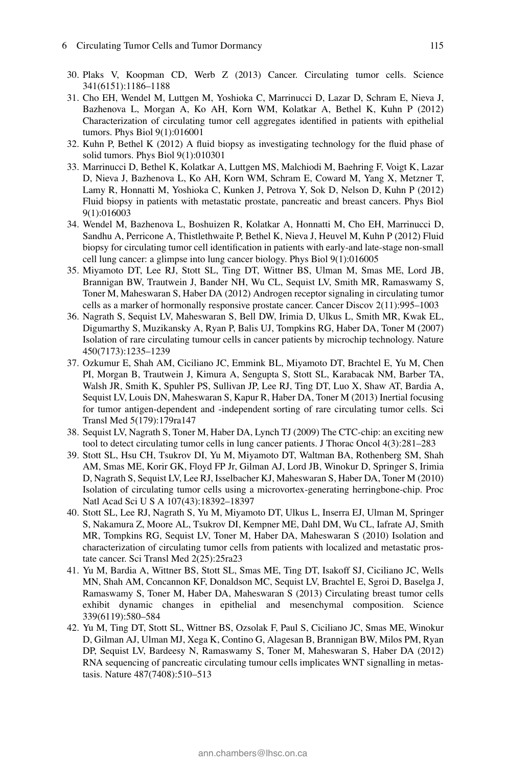30. Plaks V, Koopman CD, Werb Z (2013) Cancer. Circulating tumor cells. Science 341(6151):1186–1188
31. Cho EH, Wendel M, Luttgen M, Yoshioka C, Marrinucci D, Lazar D, Schram E, Nieva J, Bazhenova L, Morgan A, Ko AH, Korn WM, Kolatkar A, Bethel K, Kuhn P (2012) Characterization of circulating tumor cell aggregates identified in patients with epithelial tumors. Phys Biol 9(1):016001
32. Kuhn P, Bethel K (2012) A fluid biopsy as investigating technology for the fluid phase of solid tumors. Phys Biol 9(1):010301
33. Marrinucci D, Bethel K, Kolatkar A, Luttgen MS, Malchiodi M, Baehring F, Voigt K, Lazar D, Nieva J, Bazhenova L, Ko AH, Korn WM, Schram E, Coward M, Yang X, Metzner T, Lamy R, Honnatti M, Yoshioka C, Kunken J, Petrova Y, Sok D, Nelson D, Kuhn P (2012) Fluid biopsy in patients with metastatic prostate, pancreatic and breast cancers. Phys Biol 9(1):016003
34. Wendel M, Bazhenova L, Boshuizen R, Kolatkar A, Honnatti M, Cho EH, Marrinucci D, Sandhu A, Perricone A, Thistlethwaite P, Bethel K, Nieva J, Heuvel M, Kuhn P (2012) Fluid biopsy for circulating tumor cell identification in patients with early-and late-stage non-small cell lung cancer: a glimpse into lung cancer biology. Phys Biol 9(1):016005
35. Miyamoto DT, Lee RJ, Stott SL, Ting DT, Wittner BS, Ulman M, Smas ME, Lord JB, Brannigan BW, Trautwein J, Bander NH, Wu CL, Sequist LV, Smith MR, Ramaswamy S, Toner M, Maheswaran S, Haber DA (2012) Androgen receptor signaling in circulating tumor cells as a marker of hormonally responsive prostate cancer. Cancer Discov 2(11):995–1003
36. Nagrath S, Sequist LV, Maheswaran S, Bell DW, Irimia D, Ulkus L, Smith MR, Kwak EL, Digumarthy S, Muzikansky A, Ryan P, Balis UJ, Tompkins RG, Haber DA, Toner M (2007) Isolation of rare circulating tumour cells in cancer patients by microchip technology. Nature 450(7173):1235–1239
37. Ozkumur E, Shah AM, Ciciliano JC, Emmink BL, Miyamoto DT, Brachtel E, Yu M, Chen PI, Morgan B, Trautwein J, Kimura A, Sengupta S, Stott SL, Karabacak NM, Barber TA, Walsh JR, Smith K, Spuhler PS, Sullivan JP, Lee RJ, Ting DT, Luo X, Shaw AT, Bardia A, Sequist LV, Louis DN, Maheswaran S, Kapur R, Haber DA, Toner M (2013) Inertial focusing for tumor antigen-dependent and -independent sorting of rare circulating tumor cells. Sci Transl Med 5(179):179ra147
38. Sequist LV, Nagrath S, Toner M, Haber DA, Lynch TJ (2009) The CTC-chip: an exciting new tool to detect circulating tumor cells in lung cancer patients. J Thorac Oncol 4(3):281–283
39. Stott SL, Hsu CH, Tsukrov DI, Yu M, Miyamoto DT, Waltman BA, Rothenberg SM, Shah AM, Smas ME, Korir GK, Floyd FP Jr, Gilman AJ, Lord JB, Winokur D, Springer S, Irimia D, Nagrath S, Sequist LV, Lee RJ, Isselbacher KJ, Maheswaran S, Haber DA, Toner M (2010) Isolation of circulating tumor cells using a microvortex-generating herringbone-chip. Proc Natl Acad Sci U S A 107(43):18392–18397
40. Stott SL, Lee RJ, Nagrath S, Yu M, Miyamoto DT, Ulkus L, Inserra EJ, Ulman M, Springer S, Nakamura Z, Moore AL, Tsukrov DI, Kempner ME, Dahl DM, Wu CL, Iafrate AJ, Smith MR, Tompkins RG, Sequist LV, Toner M, Haber DA, Maheswaran S (2010) Isolation and characterization of circulating tumor cells from patients with localized and metastatic prostate cancer. Sci Transl Med 2(25):25ra23
41. Yu M, Bardia A, Wittner BS, Stott SL, Smas ME, Ting DT, Isakoff SJ, Ciciliano JC, Wells MN, Shah AM, Concannon KF, Donaldson MC, Sequist LV, Brachtel E, Sgroi D, Baselga J, Ramaswamy S, Toner M, Haber DA, Maheswaran S (2013) Circulating breast tumor cells exhibit dynamic changes in epithelial and mesenchymal composition. Science 339(6119):580–584
42. Yu M, Ting DT, Stott SL, Wittner BS, Ozsolak F, Paul S, Ciciliano JC, Smas ME, Winokur D, Gilman AJ, Ulman MJ, Xega K, Contino G, Alagesan B, Brannigan BW, Milos PM, Ryan DP, Sequist LV, Bardeesy N, Ramaswamy S, Toner M, Maheswaran S, Haber DA (2012) RNA sequencing of pancreatic circulating tumour cells implicates WNT signalling in metastasis. Nature 487(7408):510–513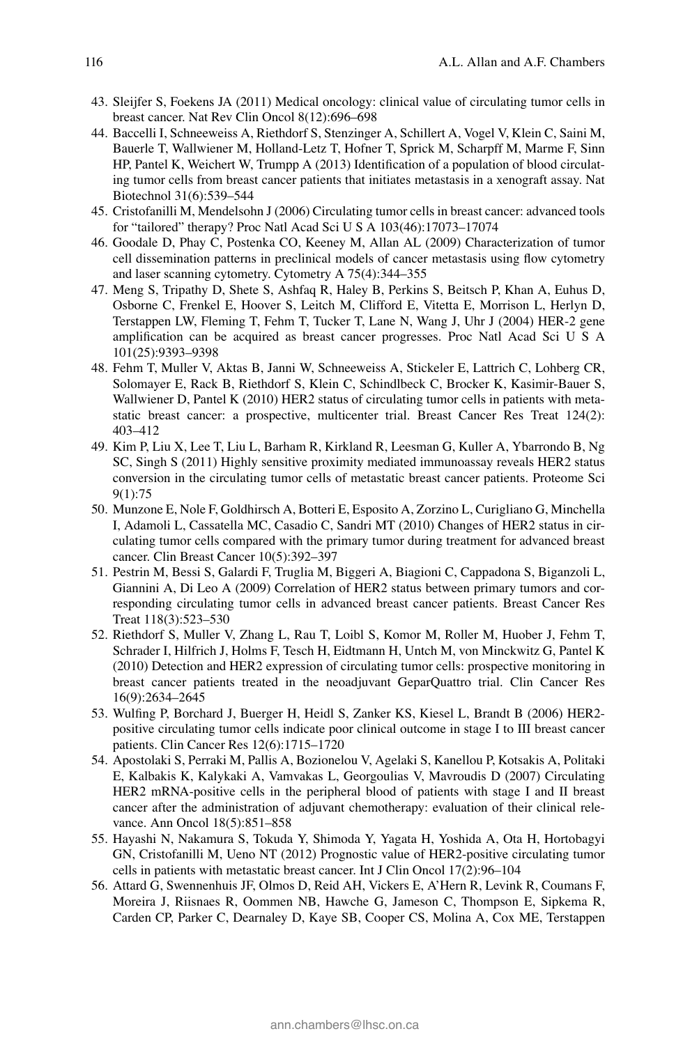43. Sleijfer S, Foekens JA (2011) Medical oncology: clinical value of circulating tumor cells in breast cancer. Nat Rev Clin Oncol 8(12):696–698
44. Baccelli I, Schneeweiss A, Riethdorf S, Stenzinger A, Schillert A, Vogel V, Klein C, Saini M, Bauerle T, Wallwiener M, Holland-Letz T, Hofner T, Sprick M, Scharpff M, Marme F, Sinn HP, Pantel K, Weichert W, Trumpp A (2013) Identification of a population of blood circulating tumor cells from breast cancer patients that initiates metastasis in a xenograft assay. Nat Biotechnol 31(6):539–544
45. Cristofanilli M, Mendelsohn J (2006) Circulating tumor cells in breast cancer: advanced tools for "tailored" therapy? Proc Natl Acad Sci U S A 103(46):17073–17074
46. Goodale D, Phay C, Postenka CO, Keeney M, Allan AL (2009) Characterization of tumor cell dissemination patterns in preclinical models of cancer metastasis using flow cytometry and laser scanning cytometry. Cytometry A 75(4):344–355
47. Meng S, Tripathy D, Shete S, Ashfaq R, Haley B, Perkins S, Beitsch P, Khan A, Euhus D, Osborne C, Frenkel E, Hoover S, Leitch M, Clifford E, Vitetta E, Morrison L, Herlyn D, Terstappen LW, Fleming T, Fehm T, Tucker T, Lane N, Wang J, Uhr J (2004) HER-2 gene amplification can be acquired as breast cancer progresses. Proc Natl Acad Sci U S A 101(25):9393–9398
48. Fehm T, Muller V, Aktas B, Janni W, Schneeweiss A, Stickeler E, Lattrich C, Lohberg CR, Solomayer E, Rack B, Riethdorf S, Klein C, Schindlbeck C, Brocker K, Kasimir-Bauer S, Wallwiener D, Pantel K (2010) HER2 status of circulating tumor cells in patients with metastatic breast cancer: a prospective, multicenter trial. Breast Cancer Res Treat 124(2): 403–412
49. Kim P, Liu X, Lee T, Liu L, Barham R, Kirkland R, Leesman G, Kuller A, Ybarrondo B, Ng SC, Singh S (2011) Highly sensitive proximity mediated immunoassay reveals HER2 status conversion in the circulating tumor cells of metastatic breast cancer patients. Proteome Sci 9(1):75
50. Munzone E, Nole F, Goldhirsch A, Botteri E, Esposito A, Zorzino L, Curigliano G, Minchella I, Adamoli L, Cassatella MC, Casadio C, Sandri MT (2010) Changes of HER2 status in circulating tumor cells compared with the primary tumor during treatment for advanced breast cancer. Clin Breast Cancer 10(5):392–397
51. Pestrin M, Bessi S, Galardi F, Truglia M, Biggeri A, Biagioni C, Cappadona S, Biganzoli L, Giannini A, Di Leo A (2009) Correlation of HER2 status between primary tumors and corresponding circulating tumor cells in advanced breast cancer patients. Breast Cancer Res Treat 118(3):523–530
52. Riethdorf S, Muller V, Zhang L, Rau T, Loibl S, Komor M, Roller M, Huober J, Fehm T, Schrader I, Hilfrich J, Holms F, Tesch H, Eidtmann H, Untch M, von Minckwitz G, Pantel K (2010) Detection and HER2 expression of circulating tumor cells: prospective monitoring in breast cancer patients treated in the neoadjuvant GeparQuattro trial. Clin Cancer Res 16(9):2634–2645
53. Wulfing P, Borchard J, Buerger H, Heidl S, Zanker KS, Kiesel L, Brandt B (2006) HER2-positive circulating tumor cells indicate poor clinical outcome in stage I to III breast cancer patients. Clin Cancer Res 12(6):1715–1720
54. Apostolaki S, Perraki M, Pallis A, Bozionelou V, Agelaki S, Kanellou P, Kotsakis A, Politaki E, Kalbakis K, Kalykaki A, Vamvakas L, Georgoulias V, Mavroudis D (2007) Circulating HER2 mRNA-positive cells in the peripheral blood of patients with stage I and II breast cancer after the administration of adjuvant chemotherapy: evaluation of their clinical relevance. Ann Oncol 18(5):851–858
55. Hayashi N, Nakamura S, Tokuda Y, Shimoda Y, Yagata H, Yoshida A, Ota H, Hortobagyi GN, Cristofanilli M, Ueno NT (2012) Prognostic value of HER2-positive circulating tumor cells in patients with metastatic breast cancer. Int J Clin Oncol 17(2):96–104
56. Attard G, Swennenhuis JF, Olmos D, Reid AH, Vickers E, A'Hern R, Levink R, Coumans F, Moreira J, Riisnaes R, Oommen NB, Hawche G, Jameson C, Thompson E, Sipkema R, Carden CP, Parker C, Dearnaley D, Kaye SB, Cooper CS, Molina A, Cox ME, Terstappen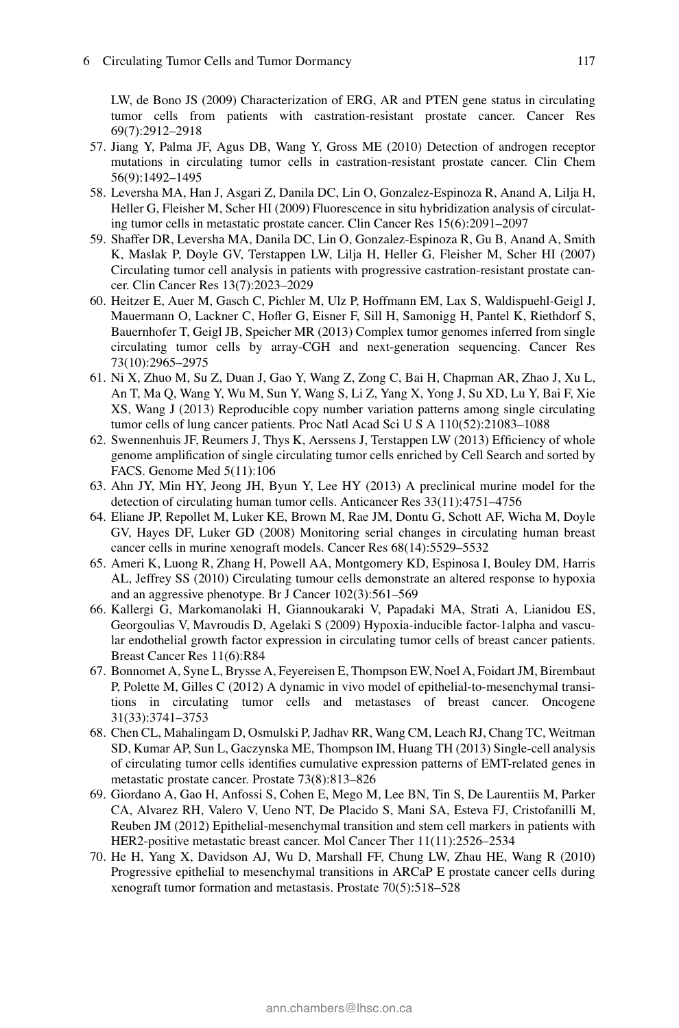LW, de Bono JS (2009) Characterization of ERG, AR and PTEN gene status in circulating tumor cells from patients with castration-resistant prostate cancer. Cancer Res 69(7):2912–2918

57. Jiang Y, Palma JF, Agus DB, Wang Y, Gross ME (2010) Detection of androgen receptor mutations in circulating tumor cells in castration-resistant prostate cancer. Clin Chem 56(9):1492–1495
58. Leversha MA, Han J, Asgari Z, Danila DC, Lin O, Gonzalez-Espinoza R, Anand A, Lilja H, Heller G, Fleisher M, Scher HI (2009) Fluorescence in situ hybridization analysis of circulating tumor cells in metastatic prostate cancer. Clin Cancer Res 15(6):2091–2097
59. Shaffer DR, Leversha MA, Danila DC, Lin O, Gonzalez-Espinoza R, Gu B, Anand A, Smith K, Maslak P, Doyle GV, Terstappen LW, Lilja H, Heller G, Fleisher M, Scher HI (2007) Circulating tumor cell analysis in patients with progressive castration-resistant prostate cancer. Clin Cancer Res 13(7):2023–2029
60. Heitzer E, Auer M, Gasch C, Pichler M, Ulz P, Hoffmann EM, Lax S, Waldispuehl-Geigl J, Mauermann O, Lackner C, Hofler G, Eisner F, Sill H, Samonigg H, Pantel K, Riethdorf S, Bauernhofer T, Geigl JB, Speicher MR (2013) Complex tumor genomes inferred from single circulating tumor cells by array-CGH and next-generation sequencing. Cancer Res 73(10):2965–2975
61. Ni X, Zhuo M, Su Z, Duan J, Gao Y, Wang Z, Zong C, Bai H, Chapman AR, Zhao J, Xu L, An T, Ma Q, Wang Y, Wu M, Sun Y, Wang S, Li Z, Yang X, Yong J, Su XD, Lu Y, Bai F, Xie XS, Wang J (2013) Reproducible copy number variation patterns among single circulating tumor cells of lung cancer patients. Proc Natl Acad Sci U S A 110(52):21083–1088
62. Swennenhuis JF, Reumers J, Thys K, Aerssens J, Terstappen LW (2013) Efficiency of whole genome amplification of single circulating tumor cells enriched by Cell Search and sorted by FACS. Genome Med 5(11):106
63. Ahn JY, Min HY, Jeong JH, Byun Y, Lee HY (2013) A preclinical murine model for the detection of circulating human tumor cells. Anticancer Res 33(11):4751–4756
64. Eliane JP, Repollet M, Luker KE, Brown M, Rae JM, Dontu G, Schott AF, Wicha M, Doyle GV, Hayes DF, Luker GD (2008) Monitoring serial changes in circulating human breast cancer cells in murine xenograft models. Cancer Res 68(14):5529–5532
65. Ameri K, Luong R, Zhang H, Powell AA, Montgomery KD, Espinosa I, Bouley DM, Harris AL, Jeffrey SS (2010) Circulating tumour cells demonstrate an altered response to hypoxia and an aggressive phenotype. Br J Cancer 102(3):561–569
66. Kallergi G, Markomanolaki H, Giannoukaraki V, Papadaki MA, Strati A, Lianidou ES, Georgoulias V, Mavroudis D, Agelaki S (2009) Hypoxia-inducible factor-1alpha and vascular endothelial growth factor expression in circulating tumor cells of breast cancer patients. Breast Cancer Res 11(6):R84
67. Bonnomet A, Syne L, Brysse A, Feyereisen E, Thompson EW, Noel A, Foidart JM, Birembaut P, Polette M, Gilles C (2012) A dynamic in vivo model of epithelial-to-mesenchymal transitions in circulating tumor cells and metastases of breast cancer. Oncogene 31(33):3741–3753
68. Chen CL, Mahalingam D, Osmulski P, Jadhav RR, Wang CM, Leach RJ, Chang TC, Weitman SD, Kumar AP, Sun L, Gaczynska ME, Thompson IM, Huang TH (2013) Single-cell analysis of circulating tumor cells identifies cumulative expression patterns of EMT-related genes in metastatic prostate cancer. Prostate 73(8):813–826
69. Giordano A, Gao H, Anfossi S, Cohen E, Mego M, Lee BN, Tin S, De Laurentiis M, Parker CA, Alvarez RH, Valero V, Ueno NT, De Placido S, Mani SA, Esteva FJ, Cristofanilli M, Reuben JM (2012) Epithelial-mesenchymal transition and stem cell markers in patients with HER2-positive metastatic breast cancer. Mol Cancer Ther 11(11):2526–2534
70. He H, Yang X, Davidson AJ, Wu D, Marshall FF, Chung LW, Zhau HE, Wang R (2010) Progressive epithelial to mesenchymal transitions in ARCaP E prostate cancer cells during xenograft tumor formation and metastasis. Prostate 70(5):518–528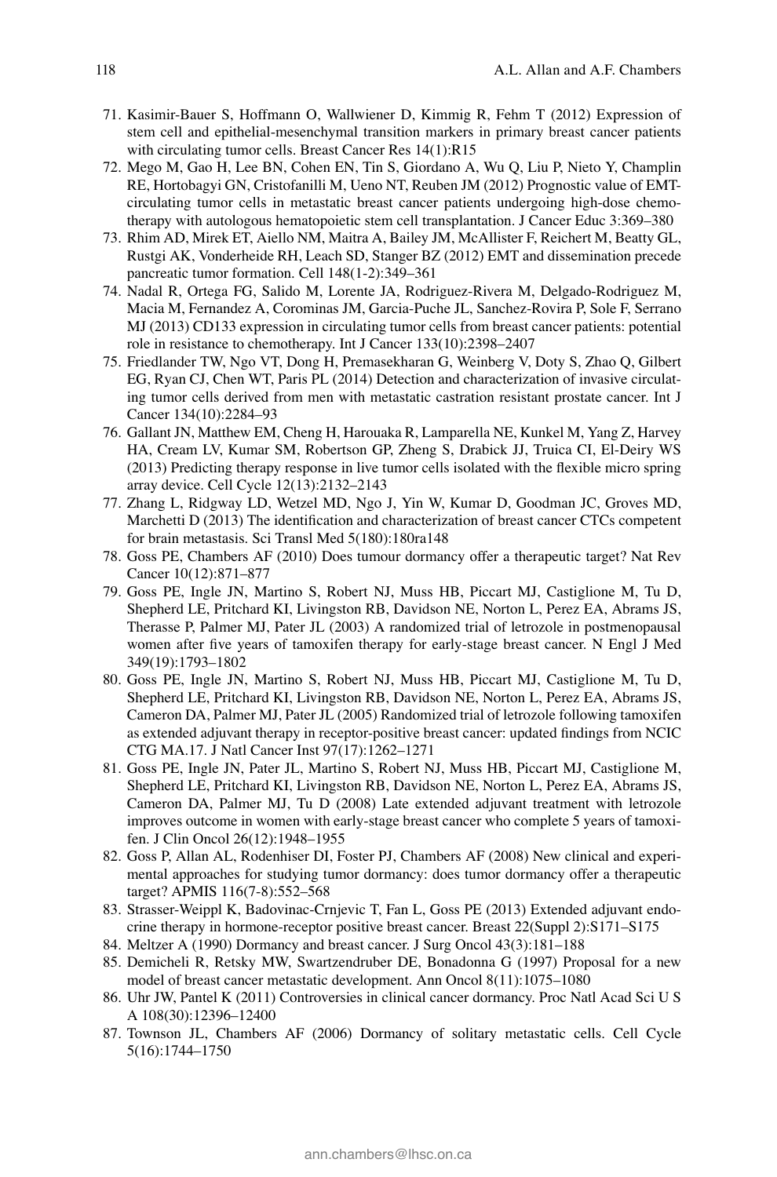71. Kasimir-Bauer S, Hoffmann O, Wallwiener D, Kimmig R, Fehm T (2012) Expression of stem cell and epithelial-mesenchymal transition markers in primary breast cancer patients with circulating tumor cells. Breast Cancer Res 14(1):R15
72. Mego M, Gao H, Lee BN, Cohen EN, Tin S, Giordano A, Wu Q, Liu P, Nieto Y, Champlin RE, Hortobagyi GN, Cristofanilli M, Ueno NT, Reuben JM (2012) Prognostic value of EMT-circulating tumor cells in metastatic breast cancer patients undergoing high-dose chemotherapy with autologous hematopoietic stem cell transplantation. J Cancer Educ 3:369–380
73. Rhim AD, Mirek ET, Aiello NM, Maitra A, Bailey JM, McAllister F, Reichert M, Beatty GL, Rustgi AK, Vonderheide RH, Leach SD, Stanger BZ (2012) EMT and dissemination precede pancreatic tumor formation. Cell 148(1-2):349–361
74. Nadal R, Ortega FG, Salido M, Lorente JA, Rodriguez-Rivera M, Delgado-Rodriguez M, Macia M, Fernandez A, Corominas JM, Garcia-Puche JL, Sanchez-Rovira P, Sole F, Serrano MJ (2013) CD133 expression in circulating tumor cells from breast cancer patients: potential role in resistance to chemotherapy. Int J Cancer 133(10):2398–2407
75. Friedlander TW, Ngo VT, Dong H, Premasekharan G, Weinberg V, Doty S, Zhao Q, Gilbert EG, Ryan CJ, Chen WT, Paris PL (2014) Detection and characterization of invasive circulating tumor cells derived from men with metastatic castration resistant prostate cancer. Int J Cancer 134(10):2284–93
76. Gallant JN, Matthew EM, Cheng H, Harouaka R, Lamparella NE, Kunkel M, Yang Z, Harvey HA, Cream LV, Kumar SM, Robertson GP, Zheng S, Drabick JJ, Truica CI, El-Deiry WS (2013) Predicting therapy response in live tumor cells isolated with the flexible micro spring array device. Cell Cycle 12(13):2132–2143
77. Zhang L, Ridgway LD, Wetzel MD, Ngo J, Yin W, Kumar D, Goodman JC, Groves MD, Marchetti D (2013) The identification and characterization of breast cancer CTCs competent for brain metastasis. Sci Transl Med 5(180):180ra148
78. Goss PE, Chambers AF (2010) Does tumour dormancy offer a therapeutic target? Nat Rev Cancer 10(12):871–877
79. Goss PE, Ingle JN, Martino S, Robert NJ, Muss HB, Piccart MJ, Castiglione M, Tu D, Shepherd LE, Pritchard KI, Livingston RB, Davidson NE, Norton L, Perez EA, Abrams JS, Therasse P, Palmer MJ, Pater JL (2003) A randomized trial of letrozole in postmenopausal women after five years of tamoxifen therapy for early-stage breast cancer. N Engl J Med 349(19):1793–1802
80. Goss PE, Ingle JN, Martino S, Robert NJ, Muss HB, Piccart MJ, Castiglione M, Tu D, Shepherd LE, Pritchard KI, Livingston RB, Davidson NE, Norton L, Perez EA, Abrams JS, Cameron DA, Palmer MJ, Pater JL (2005) Randomized trial of letrozole following tamoxifen as extended adjuvant therapy in receptor-positive breast cancer: updated findings from NCIC CTG MA.17. J Natl Cancer Inst 97(17):1262–1271
81. Goss PE, Ingle JN, Pater JL, Martino S, Robert NJ, Muss HB, Piccart MJ, Castiglione M, Shepherd LE, Pritchard KI, Livingston RB, Davidson NE, Norton L, Perez EA, Abrams JS, Cameron DA, Palmer MJ, Tu D (2008) Late extended adjuvant treatment with letrozole improves outcome in women with early-stage breast cancer who complete 5 years of tamoxifen. J Clin Oncol 26(12):1948–1955
82. Goss P, Allan AL, Rodenhiser DI, Foster PJ, Chambers AF (2008) New clinical and experimental approaches for studying tumor dormancy: does tumor dormancy offer a therapeutic target? APMIS 116(7-8):552–568
83. Strasser-Weippl K, Badovinac-Crnjevic T, Fan L, Goss PE (2013) Extended adjuvant endocrine therapy in hormone-receptor positive breast cancer. Breast 22(Suppl 2):S171–S175
84. Meltzer A (1990) Dormancy and breast cancer. J Surg Oncol 43(3):181–188
85. Demicheli R, Retsky MW, Swartzendruber DE, Bonadonna G (1997) Proposal for a new model of breast cancer metastatic development. Ann Oncol 8(11):1075–1080
86. Uhr JW, Pantel K (2011) Controversies in clinical cancer dormancy. Proc Natl Acad Sci U S A 108(30):12396–12400
87. Townson JL, Chambers AF (2006) Dormancy of solitary metastatic cells. Cell Cycle 5(16):1744–1750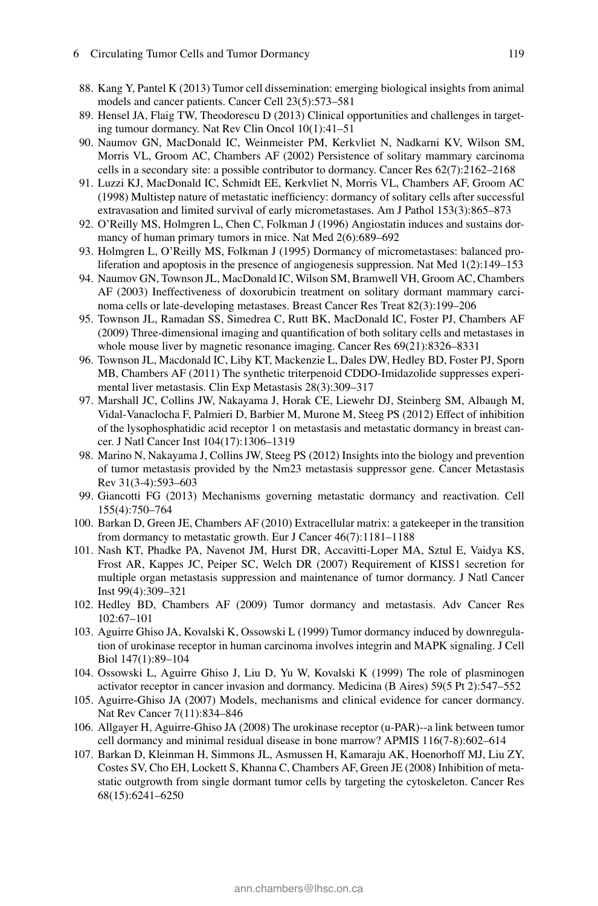88. Kang Y, Pantel K (2013) Tumor cell dissemination: emerging biological insights from animal models and cancer patients. Cancer Cell 23(5):573–581
89. Hensel JA, Flaig TW, Theodorescu D (2013) Clinical opportunities and challenges in targeting tumour dormancy. Nat Rev Clin Oncol 10(1):41–51
90. Naumov GN, MacDonald IC, Weinmeister PM, Kerkvliet N, Nadkarni KV, Wilson SM, Morris VL, Groom AC, Chambers AF (2002) Persistence of solitary mammary carcinoma cells in a secondary site: a possible contributor to dormancy. Cancer Res 62(7):2162–2168
91. Luzzi KJ, MacDonald IC, Schmidt EE, Kerkvliet N, Morris VL, Chambers AF, Groom AC (1998) Multistep nature of metastatic inefficiency: dormancy of solitary cells after successful extravasation and limited survival of early micrometastases. Am J Pathol 153(3):865–873
92. O'Reilly MS, Holmgren L, Chen C, Folkman J (1996) Angiostatin induces and sustains dormancy of human primary tumors in mice. Nat Med 2(6):689–692
93. Holmgren L, O'Reilly MS, Folkman J (1995) Dormancy of micrometastases: balanced proliferation and apoptosis in the presence of angiogenesis suppression. Nat Med 1(2):149–153
94. Naumov GN, Townson JL, MacDonald IC, Wilson SM, Bramwell VH, Groom AC, Chambers AF (2003) Ineffectiveness of doxorubicin treatment on solitary dormant mammary carcinoma cells or late-developing metastases. Breast Cancer Res Treat 82(3):199–206
95. Townson JL, Ramadan SS, Simedrea C, Rutt BK, MacDonald IC, Foster PJ, Chambers AF (2009) Three-dimensional imaging and quantification of both solitary cells and metastases in whole mouse liver by magnetic resonance imaging. Cancer Res 69(21):8326–8331
96. Townson JL, Macdonald IC, Liby KT, Mackenzie L, Dales DW, Hedley BD, Foster PJ, Sporn MB, Chambers AF (2011) The synthetic triterpenoid CDDO-Imidazolide suppresses experimental liver metastasis. Clin Exp Metastasis 28(3):309–317
97. Marshall JC, Collins JW, Nakayama J, Horak CE, Liewehr DJ, Steinberg SM, Albaugh M, Vidal-Vanaclocha F, Palmieri D, Barbier M, Murone M, Steeg PS (2012) Effect of inhibition of the lysophosphatidic acid receptor 1 on metastasis and metastatic dormancy in breast cancer. J Natl Cancer Inst 104(17):1306–1319
98. Marino N, Nakayama J, Collins JW, Steeg PS (2012) Insights into the biology and prevention of tumor metastasis provided by the Nm23 metastasis suppressor gene. Cancer Metastasis Rev 31(3-4):593–603
99. Giancotti FG (2013) Mechanisms governing metastatic dormancy and reactivation. Cell 155(4):750–764
100. Barkan D, Green JE, Chambers AF (2010) Extracellular matrix: a gatekeeper in the transition from dormancy to metastatic growth. Eur J Cancer 46(7):1181–1188
101. Nash KT, Phadke PA, Navenot JM, Hurst DR, Accavitti-Loper MA, Sztul E, Vaidya KS, Frost AR, Kappes JC, Peiper SC, Welch DR (2007) Requirement of KISS1 secretion for multiple organ metastasis suppression and maintenance of tumor dormancy. J Natl Cancer Inst 99(4):309–321
102. Hedley BD, Chambers AF (2009) Tumor dormancy and metastasis. Adv Cancer Res 102:67–101
103. Aguirre Ghiso JA, Kovalski K, Ossowski L (1999) Tumor dormancy induced by downregulation of urokinase receptor in human carcinoma involves integrin and MAPK signaling. J Cell Biol 147(1):89–104
104. Ossowski L, Aguirre Ghiso J, Liu D, Yu W, Kovalski K (1999) The role of plasminogen activator receptor in cancer invasion and dormancy. Medicina (B Aires) 59(5 Pt 2):547–552
105. Aguirre-Ghiso JA (2007) Models, mechanisms and clinical evidence for cancer dormancy. Nat Rev Cancer 7(11):834–846
106. Allgayer H, Aguirre-Ghiso JA (2008) The urokinase receptor (u-PAR)--a link between tumor cell dormancy and minimal residual disease in bone marrow? APMIS 116(7-8):602–614
107. Barkan D, Kleinman H, Simmons JL, Asmussen H, Kamaraju AK, Hoenorhoff MJ, Liu ZY, Costes SV, Cho EH, Lockett S, Khanna C, Chambers AF, Green JE (2008) Inhibition of metastatic outgrowth from single dormant tumor cells by targeting the cytoskeleton. Cancer Res 68(15):6241–6250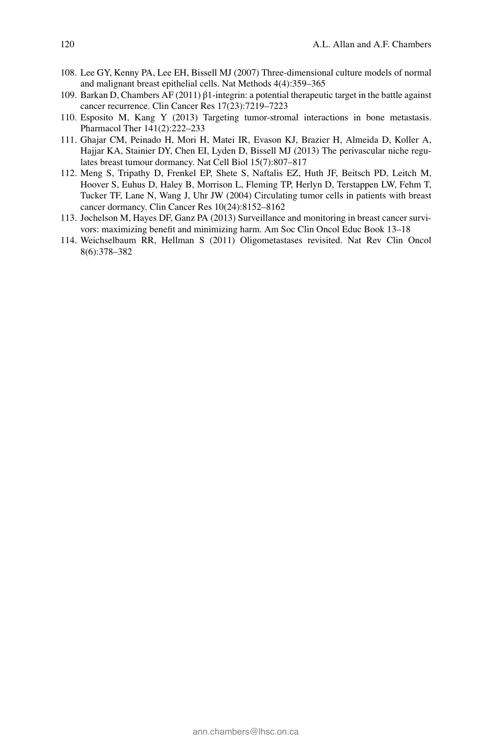108. Lee GY, Kenny PA, Lee EH, Bissell MJ (2007) Three-dimensional culture models of normal and malignant breast epithelial cells. Nat Methods 4(4):359–365
109. Barkan D, Chambers AF (2011) β1-integrin: a potential therapeutic target in the battle against cancer recurrence. Clin Cancer Res 17(23):7219–7223
110. Esposito M, Kang Y (2013) Targeting tumor-stromal interactions in bone metastasis. Pharmacol Ther 141(2):222–233
111. Ghajar CM, Peinado H, Mori H, Matei IR, Evason KJ, Brazier H, Almeida D, Koller A, Hajjar KA, Stainier DY, Chen EI, Lyden D, Bissell MJ (2013) The perivascular niche regulates breast tumour dormancy. Nat Cell Biol 15(7):807–817
112. Meng S, Tripathy D, Frenkel EP, Shete S, Naftalis EZ, Huth JF, Beitsch PD, Leitch M, Hoover S, Euhus D, Haley B, Morrison L, Fleming TP, Herlyn D, Terstappen LW, Fehm T, Tucker TF, Lane N, Wang J, Uhr JW (2004) Circulating tumor cells in patients with breast cancer dormancy. Clin Cancer Res 10(24):8152–8162
113. Jochelson M, Hayes DF, Ganz PA (2013) Surveillance and monitoring in breast cancer survivors: maximizing benefit and minimizing harm. Am Soc Clin Oncol Educ Book 13–18
114. Weichselbaum RR, Hellman S (2011) Oligometastases revisited. Nat Rev Clin Oncol 8(6):378–382

ann.chambers@lhsc.on.ca